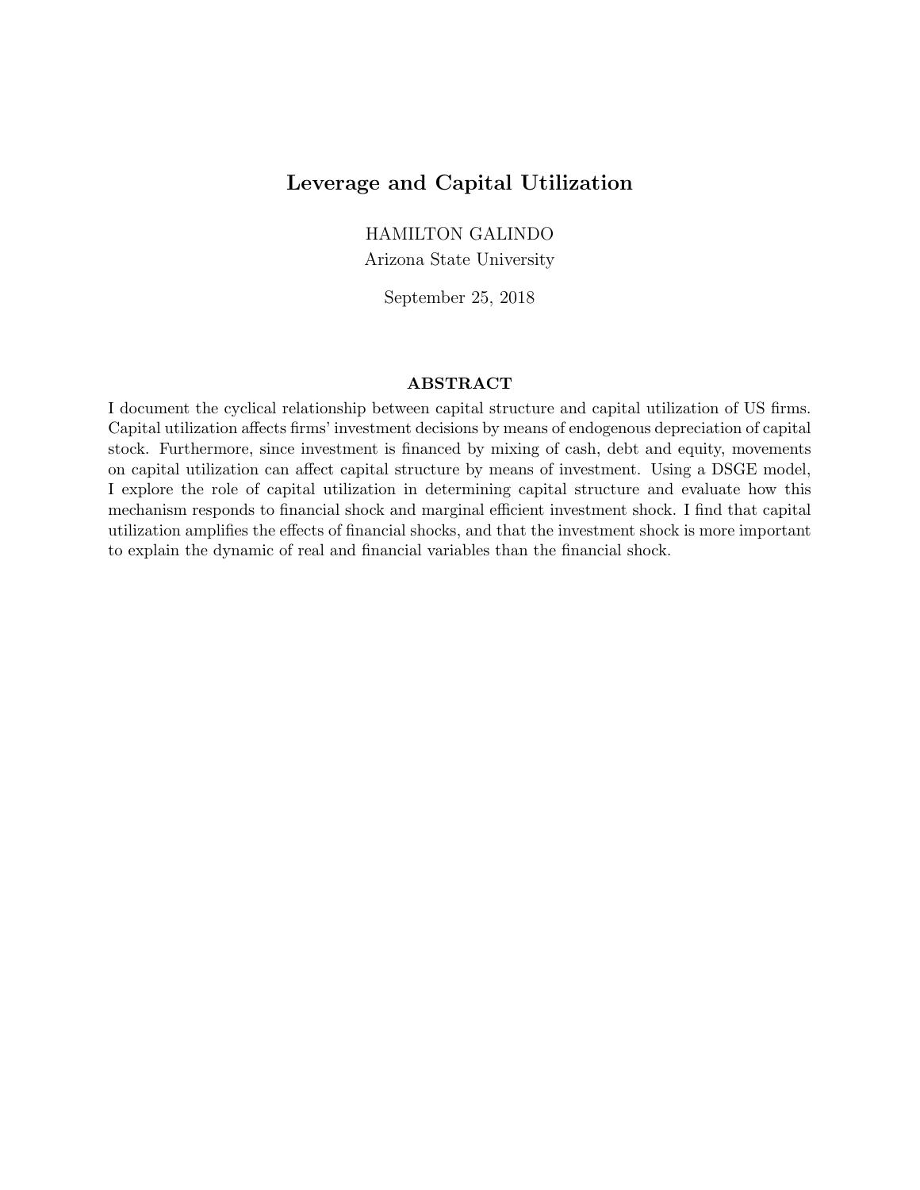# Leverage and Capital Utilization

HAMILTON GALINDO

Arizona State University

September 25, 2018

## ABSTRACT

I document the cyclical relationship between capital structure and capital utilization of US firms. Capital utilization affects firms' investment decisions by means of endogenous depreciation of capital stock. Furthermore, since investment is financed by mixing of cash, debt and equity, movements on capital utilization can affect capital structure by means of investment. Using a DSGE model, I explore the role of capital utilization in determining capital structure and evaluate how this mechanism responds to financial shock and marginal efficient investment shock. I find that capital utilization amplifies the effects of financial shocks, and that the investment shock is more important to explain the dynamic of real and financial variables than the financial shock.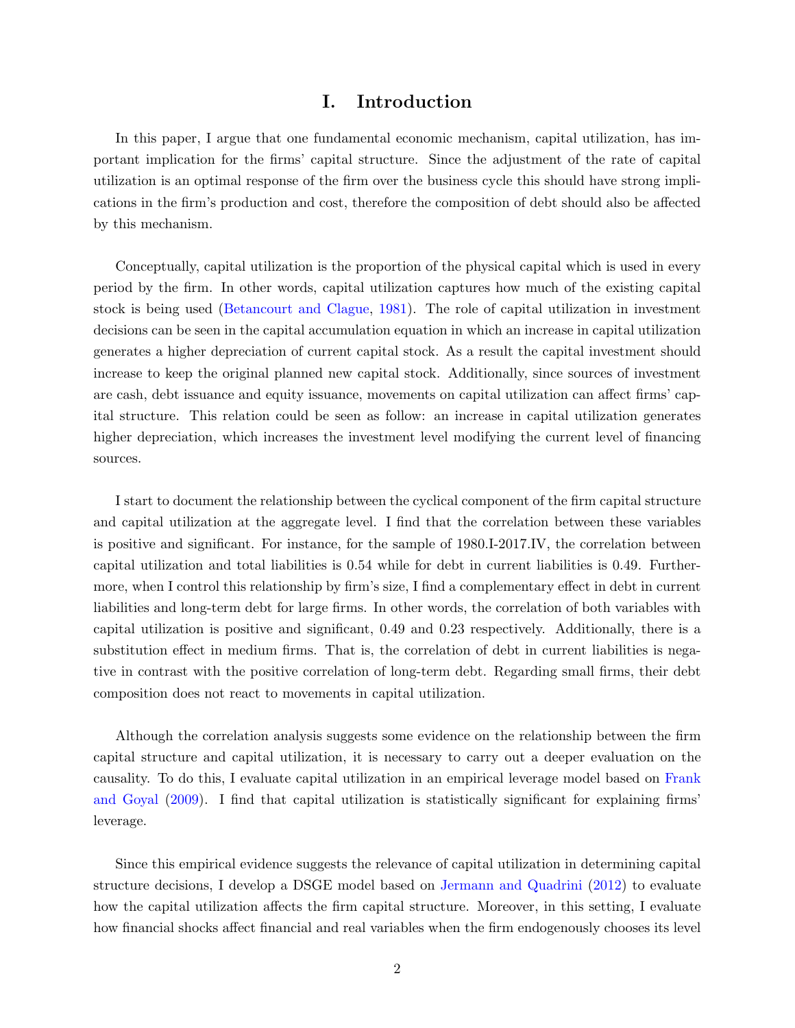# I. Introduction

In this paper, I argue that one fundamental economic mechanism, capital utilization, has important implication for the firms' capital structure. Since the adjustment of the rate of capital utilization is an optimal response of the firm over the business cycle this should have strong implications in the firm's production and cost, therefore the composition of debt should also be affected by this mechanism.

Conceptually, capital utilization is the proportion of the physical capital which is used in every period by the firm. In other words, capital utilization captures how much of the existing capital stock is being used (Betancourt and Clague, 1981). The role of capital utilization in investment decisions can be seen in the capital accumulation equation in which an increase in capital utilization generates a higher depreciation of current capital stock. As a result the capital investment should increase to keep the original planned new capital stock. Additionally, since sources of investment are cash, debt issuance and equity issuance, movements on capital utilization can affect firms' capital structure. This relation could be seen as follow: an increase in capital utilization generates higher depreciation, which increases the investment level modifying the current level of financing sources.

I start to document the relationship between the cyclical component of the firm capital structure and capital utilization at the aggregate level. I find that the correlation between these variables is positive and significant. For instance, for the sample of 1980.I-2017.IV, the correlation between capital utilization and total liabilities is 0.54 while for debt in current liabilities is 0.49. Furthermore, when I control this relationship by firm's size, I find a complementary effect in debt in current liabilities and long-term debt for large firms. In other words, the correlation of both variables with capital utilization is positive and significant, 0.49 and 0.23 respectively. Additionally, there is a substitution effect in medium firms. That is, the correlation of debt in current liabilities is negative in contrast with the positive correlation of long-term debt. Regarding small firms, their debt composition does not react to movements in capital utilization.

Although the correlation analysis suggests some evidence on the relationship between the firm capital structure and capital utilization, it is necessary to carry out a deeper evaluation on the causality. To do this, I evaluate capital utilization in an empirical leverage model based on Frank and Goyal (2009). I find that capital utilization is statistically significant for explaining firms' leverage.

Since this empirical evidence suggests the relevance of capital utilization in determining capital structure decisions, I develop a DSGE model based on Jermann and Quadrini (2012) to evaluate how the capital utilization affects the firm capital structure. Moreover, in this setting, I evaluate how financial shocks affect financial and real variables when the firm endogenously chooses its level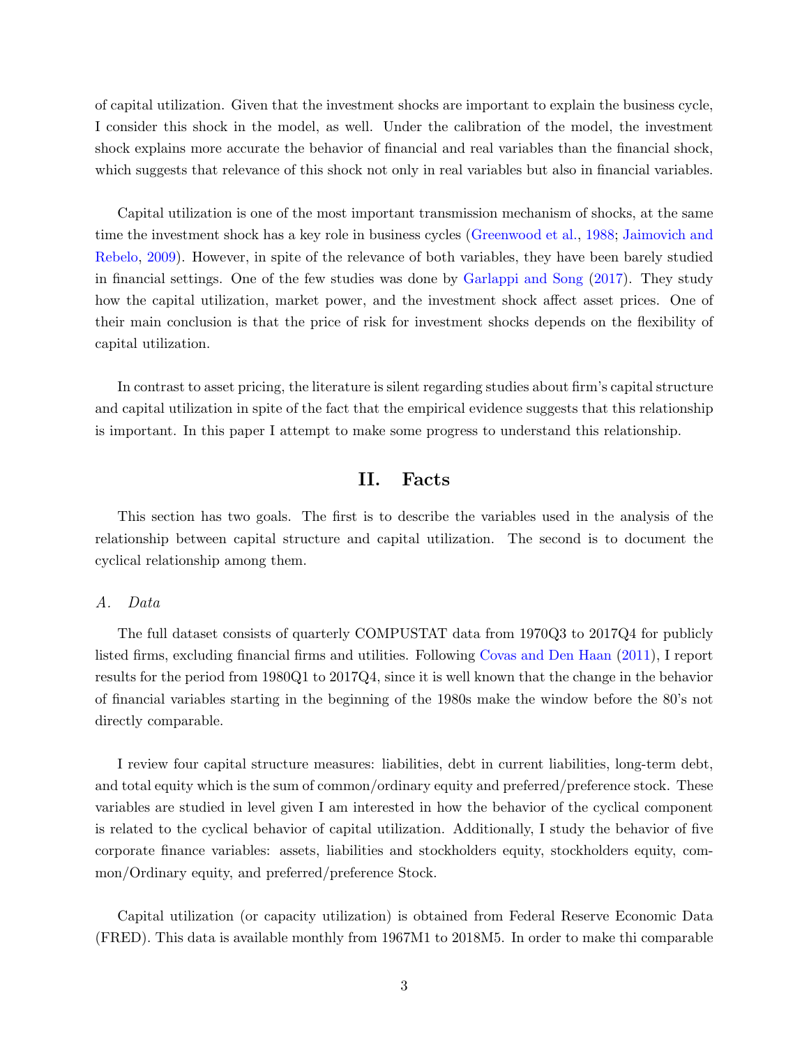of capital utilization. Given that the investment shocks are important to explain the business cycle, I consider this shock in the model, as well. Under the calibration of the model, the investment shock explains more accurate the behavior of financial and real variables than the financial shock, which suggests that relevance of this shock not only in real variables but also in financial variables.

Capital utilization is one of the most important transmission mechanism of shocks, at the same time the investment shock has a key role in business cycles (Greenwood et al., 1988; Jaimovich and Rebelo, 2009). However, in spite of the relevance of both variables, they have been barely studied in financial settings. One of the few studies was done by Garlappi and Song (2017). They study how the capital utilization, market power, and the investment shock affect asset prices. One of their main conclusion is that the price of risk for investment shocks depends on the flexibility of capital utilization.

In contrast to asset pricing, the literature is silent regarding studies about firm's capital structure and capital utilization in spite of the fact that the empirical evidence suggests that this relationship is important. In this paper I attempt to make some progress to understand this relationship.

## II. Facts

This section has two goals. The first is to describe the variables used in the analysis of the relationship between capital structure and capital utilization. The second is to document the cyclical relationship among them.

### *A. Data*

The full dataset consists of quarterly COMPUSTAT data from 1970Q3 to 2017Q4 for publicly listed firms, excluding financial firms and utilities. Following Covas and Den Haan (2011), I report results for the period from 1980Q1 to 2017Q4, since it is well known that the change in the behavior of financial variables starting in the beginning of the 1980s make the window before the 80's not directly comparable.

I review four capital structure measures: liabilities, debt in current liabilities, long-term debt, and total equity which is the sum of common/ordinary equity and preferred/preference stock. These variables are studied in level given I am interested in how the behavior of the cyclical component is related to the cyclical behavior of capital utilization. Additionally, I study the behavior of five corporate finance variables: assets, liabilities and stockholders equity, stockholders equity, common/Ordinary equity, and preferred/preference Stock.

Capital utilization (or capacity utilization) is obtained from Federal Reserve Economic Data (FRED). This data is available monthly from 1967M1 to 2018M5. In order to make thi comparable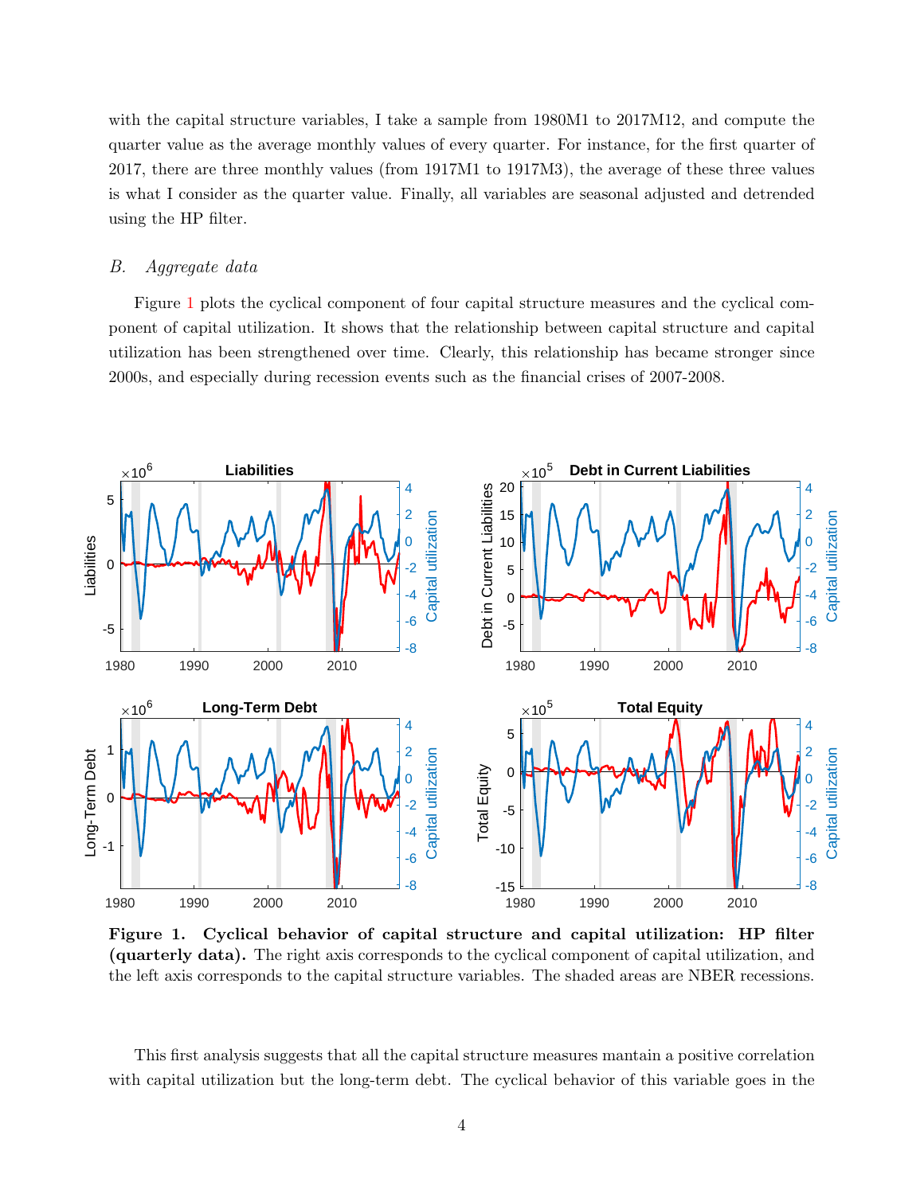with the capital structure variables, I take a sample from 1980M1 to 2017M12, and compute the quarter value as the average monthly values of every quarter. For instance, for the first quarter of 2017, there are three monthly values (from 1917M1 to 1917M3), the average of these three values is what I consider as the quarter value. Finally, all variables are seasonal adjusted and detrended using the HP filter.

### *B. Aggregate data*

Figure 1 plots the cyclical component of four capital structure measures and the cyclical component of capital utilization. It shows that the relationship between capital structure and capital utilization has been strengthened over time. Clearly, this relationship has became stronger since 2000s, and especially during recession events such as the financial crises of 2007-2008.

**Figure 1. Cyclical behavior of capital structure and capital utilization: HP filter (quarterly data).** The right axis corresponds to the cyclical component of capital utilization, and the left axis corresponds to the capital structure variables. The shaded areas are NBER recessions.

This first analysis suggests that all the capital structure measures mantain a positive correlation with capital utilization but the long-term debt. The cyclical behavior of this variable goes in the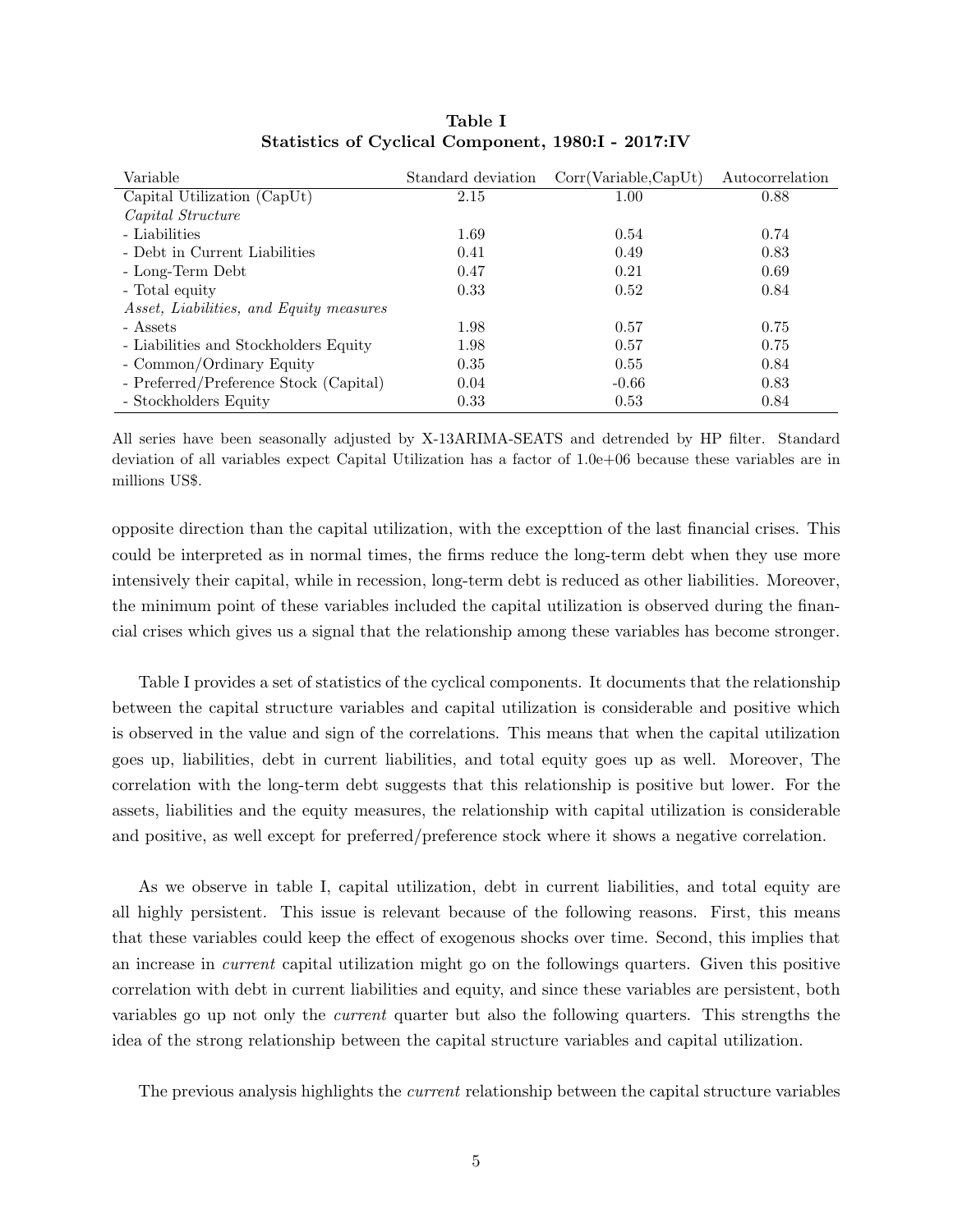**Table I**
**Statistics of Cyclical Component, 1980:I - 2017:IV**

| Variable | Standard deviation | Corr(Variable,CapUt) | Autocorrelation |
|---|---|---|---|
| Capital Utilization (CapUt) | 2.15 | 1.00 | 0.88 |
| *Capital Structure* | | | |
| - Liabilities | 1.69 | 0.54 | 0.74 |
| - Debt in Current Liabilities | 0.41 | 0.49 | 0.83 |
| - Long-Term Debt | 0.47 | 0.21 | 0.69 |
| - Total equity | 0.33 | 0.52 | 0.84 |
| *Asset, Liabilities, and Equity measures* | | | |
| - Assets | 1.98 | 0.57 | 0.75 |
| - Liabilities and Stockholders Equity | 1.98 | 0.57 | 0.75 |
| - Common/Ordinary Equity | 0.35 | 0.55 | 0.84 |
| - Preferred/Preference Stock (Capital) | 0.04 | -0.66 | 0.83 |
| - Stockholders Equity | 0.33 | 0.53 | 0.84 |

All series have been seasonally adjusted by X-13ARIMA-SEATS and detrended by HP filter. Standard deviation of all variables expect Capital Utilization has a factor of 1.0e+06 because these variables are in millions US$.

opposite direction than the capital utilization, with the excepttion of the last financial crises. This could be interpreted as in normal times, the firms reduce the long-term debt when they use more intensively their capital, while in recession, long-term debt is reduced as other liabilities. Moreover, the minimum point of these variables included the capital utilization is observed during the financial crises which gives us a signal that the relationship among these variables has become stronger.

Table I provides a set of statistics of the cyclical components. It documents that the relationship between the capital structure variables and capital utilization is considerable and positive which is observed in the value and sign of the correlations. This means that when the capital utilization goes up, liabilities, debt in current liabilities, and total equity goes up as well. Moreover, The correlation with the long-term debt suggests that this relationship is positive but lower. For the assets, liabilities and the equity measures, the relationship with capital utilization is considerable and positive, as well except for preferred/preference stock where it shows a negative correlation.

As we observe in table I, capital utilization, debt in current liabilities, and total equity are all highly persistent. This issue is relevant because of the following reasons. First, this means that these variables could keep the effect of exogenous shocks over time. Second, this implies that an increase in *current* capital utilization might go on the followings quarters. Given this positive correlation with debt in current liabilities and equity, and since these variables are persistent, both variables go up not only the *current* quarter but also the following quarters. This strengths the idea of the strong relationship between the capital structure variables and capital utilization.

The previous analysis highlights the *current* relationship between the capital structure variables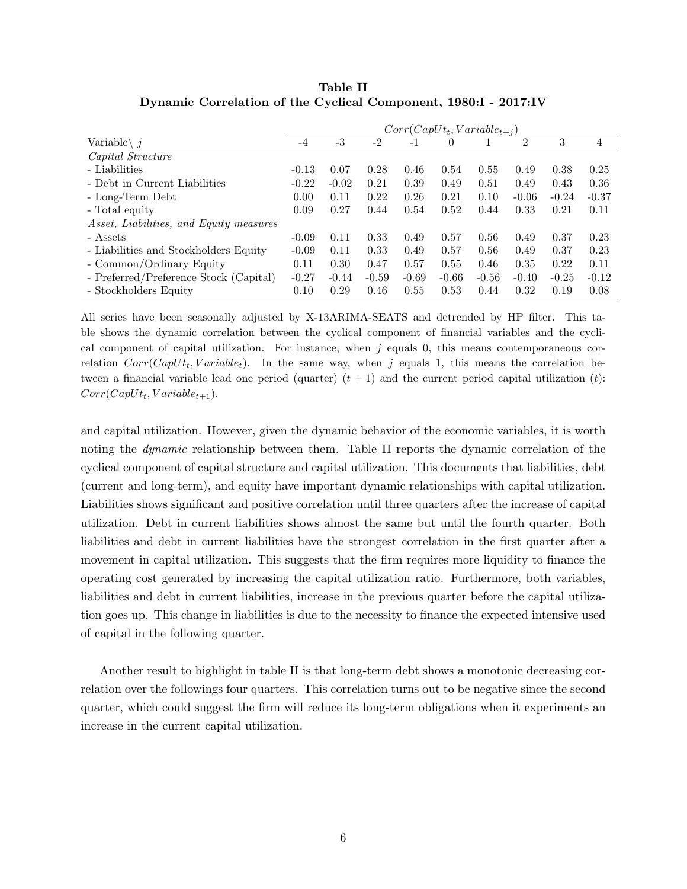**Table II**
**Dynamic Correlation of the Cyclical Component, 1980:I - 2017:IV**

| | $Corr(CapUt_t, Variable_{t+j})$ | | | | | | | | |
|---|---|---|---|---|---|---|---|---|---|
| Variable\ $j$ | -4 | -3 | -2 | -1 | 0 | 1 | 2 | 3 | 4 |
| *Capital Structure* | | | | | | | | | |
| - Liabilities | -0.13 | 0.07 | 0.28 | 0.46 | 0.54 | 0.55 | 0.49 | 0.38 | 0.25 |
| - Debt in Current Liabilities | -0.22 | -0.02 | 0.21 | 0.39 | 0.49 | 0.51 | 0.49 | 0.43 | 0.36 |
| - Long-Term Debt | 0.00 | 0.11 | 0.22 | 0.26 | 0.21 | 0.10 | -0.06 | -0.24 | -0.37 |
| - Total equity | 0.09 | 0.27 | 0.44 | 0.54 | 0.52 | 0.44 | 0.33 | 0.21 | 0.11 |
| *Asset, Liabilities, and Equity measures* | | | | | | | | | |
| - Assets | -0.09 | 0.11 | 0.33 | 0.49 | 0.57 | 0.56 | 0.49 | 0.37 | 0.23 |
| - Liabilities and Stockholders Equity | -0.09 | 0.11 | 0.33 | 0.49 | 0.57 | 0.56 | 0.49 | 0.37 | 0.23 |
| - Common/Ordinary Equity | 0.11 | 0.30 | 0.47 | 0.57 | 0.55 | 0.46 | 0.35 | 0.22 | 0.11 |
| - Preferred/Preference Stock (Capital) | -0.27 | -0.44 | -0.59 | -0.69 | -0.66 | -0.56 | -0.40 | -0.25 | -0.12 |
| - Stockholders Equity | 0.10 | 0.29 | 0.46 | 0.55 | 0.53 | 0.44 | 0.32 | 0.19 | 0.08 |

All series have been seasonally adjusted by X-13ARIMA-SEATS and detrended by HP filter. This table shows the dynamic correlation between the cyclical component of financial variables and the cyclical component of capital utilization. For instance, when $j$ equals 0, this means contemporaneous correlation $Corr(CapUt_t, Variable_t)$. In the same way, when $j$ equals 1, this means the correlation between a financial variable lead one period (quarter) $(t + 1)$ and the current period capital utilization $(t)$: $Corr(CapUt_t, Variable_{t+1})$.

and capital utilization. However, given the dynamic behavior of the economic variables, it is worth noting the *dynamic* relationship between them. Table II reports the dynamic correlation of the cyclical component of capital structure and capital utilization. This documents that liabilities, debt (current and long-term), and equity have important dynamic relationships with capital utilization. Liabilities shows significant and positive correlation until three quarters after the increase of capital utilization. Debt in current liabilities shows almost the same but until the fourth quarter. Both liabilities and debt in current liabilities have the strongest correlation in the first quarter after a movement in capital utilization. This suggests that the firm requires more liquidity to finance the operating cost generated by increasing the capital utilization ratio. Furthermore, both variables, liabilities and debt in current liabilities, increase in the previous quarter before the capital utilization goes up. This change in liabilities is due to the necessity to finance the expected intensive used of capital in the following quarter.

Another result to highlight in table II is that long-term debt shows a monotonic decreasing correlation over the followings four quarters. This correlation turns out to be negative since the second quarter, which could suggest the firm will reduce its long-term obligations when it experiments an increase in the current capital utilization.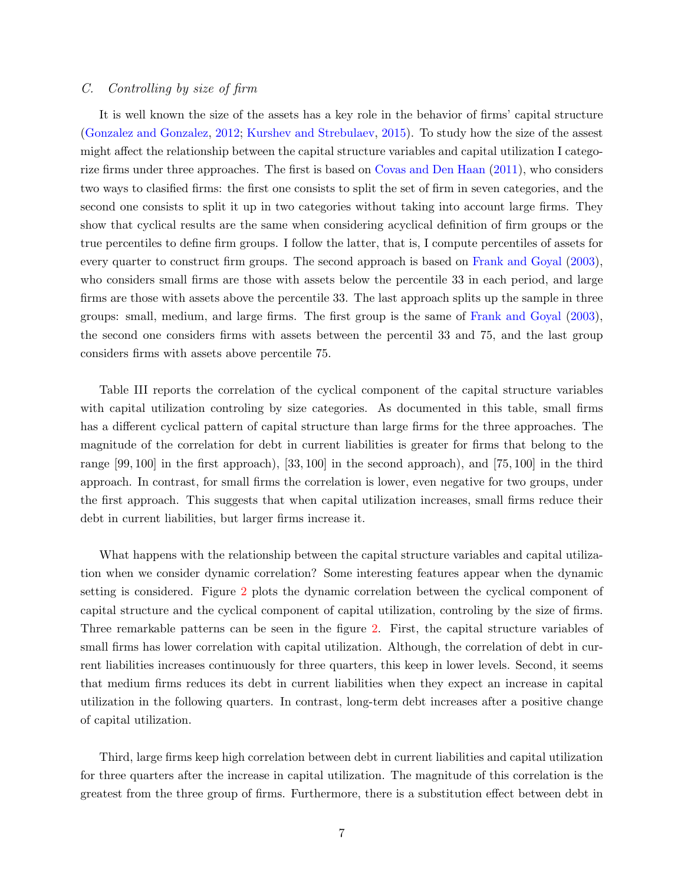### *C. Controlling by size of firm*

It is well known the size of the assets has a key role in the behavior of firms' capital structure (Gonzalez and Gonzalez, 2012; Kurshev and Strebulaev, 2015). To study how the size of the assest might affect the relationship between the capital structure variables and capital utilization I categorize firms under three approaches. The first is based on Covas and Den Haan (2011), who considers two ways to clasified firms: the first one consists to split the set of firm in seven categories, and the second one consists to split it up in two categories without taking into account large firms. They show that cyclical results are the same when considering acyclical definition of firm groups or the true percentiles to define firm groups. I follow the latter, that is, I compute percentiles of assets for every quarter to construct firm groups. The second approach is based on Frank and Goyal (2003), who considers small firms are those with assets below the percentile 33 in each period, and large firms are those with assets above the percentile 33. The last approach splits up the sample in three groups: small, medium, and large firms. The first group is the same of Frank and Goyal (2003), the second one considers firms with assets between the percentil 33 and 75, and the last group considers firms with assets above percentile 75.

Table III reports the correlation of the cyclical component of the capital structure variables with capital utilization controling by size categories. As documented in this table, small firms has a different cyclical pattern of capital structure than large firms for the three approaches. The magnitude of the correlation for debt in current liabilities is greater for firms that belong to the range $[99, 100]$ in the first approach), $[33, 100]$ in the second approach), and $[75, 100]$ in the third approach. In contrast, for small firms the correlation is lower, even negative for two groups, under the first approach. This suggests that when capital utilization increases, small firms reduce their debt in current liabilities, but larger firms increase it.

What happens with the relationship between the capital structure variables and capital utilization when we consider dynamic correlation? Some interesting features appear when the dynamic setting is considered. Figure 2 plots the dynamic correlation between the cyclical component of capital structure and the cyclical component of capital utilization, controling by the size of firms. Three remarkable patterns can be seen in the figure 2. First, the capital structure variables of small firms has lower correlation with capital utilization. Although, the correlation of debt in current liabilities increases continuously for three quarters, this keep in lower levels. Second, it seems that medium firms reduces its debt in current liabilities when they expect an increase in capital utilization in the following quarters. In contrast, long-term debt increases after a positive change of capital utilization.

Third, large firms keep high correlation between debt in current liabilities and capital utilization for three quarters after the increase in capital utilization. The magnitude of this correlation is the greatest from the three group of firms. Furthermore, there is a substitution effect between debt in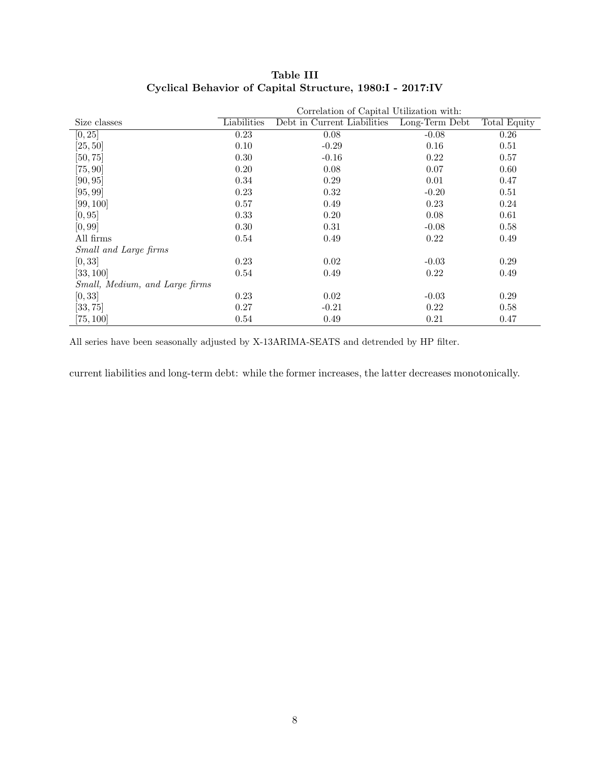**Table III**
**Cyclical Behavior of Capital Structure, 1980:I - 2017:IV**

| | Correlation of Capital Utilization with: | | | |
|---|---|---|---|---|
| Size classes | Liabilities | Debt in Current Liabilities | Long-Term Debt | Total Equity |
| [0, 25] | 0.23 | 0.08 | -0.08 | 0.26 |
| [25, 50] | 0.10 | -0.29 | 0.16 | 0.51 |
| [50, 75] | 0.30 | -0.16 | 0.22 | 0.57 |
| [75, 90] | 0.20 | 0.08 | 0.07 | 0.60 |
| [90, 95] | 0.34 | 0.29 | 0.01 | 0.47 |
| [95, 99] | 0.23 | 0.32 | -0.20 | 0.51 |
| [99, 100] | 0.57 | 0.49 | 0.23 | 0.24 |
| [0, 95] | 0.33 | 0.20 | 0.08 | 0.61 |
| [0, 99] | 0.30 | 0.31 | -0.08 | 0.58 |
| All firms | 0.54 | 0.49 | 0.22 | 0.49 |
| *Small and Large firms* | | | | |
| [0, 33] | 0.23 | 0.02 | -0.03 | 0.29 |
| [33, 100] | 0.54 | 0.49 | 0.22 | 0.49 |
| *Small, Medium, and Large firms* | | | | |
| [0, 33] | 0.23 | 0.02 | -0.03 | 0.29 |
| [33, 75] | 0.27 | -0.21 | 0.22 | 0.58 |
| [75, 100] | 0.54 | 0.49 | 0.21 | 0.47 |

All series have been seasonally adjusted by X-13ARIMA-SEATS and detrended by HP filter.

current liabilities and long-term debt: while the former increases, the latter decreases monotonically.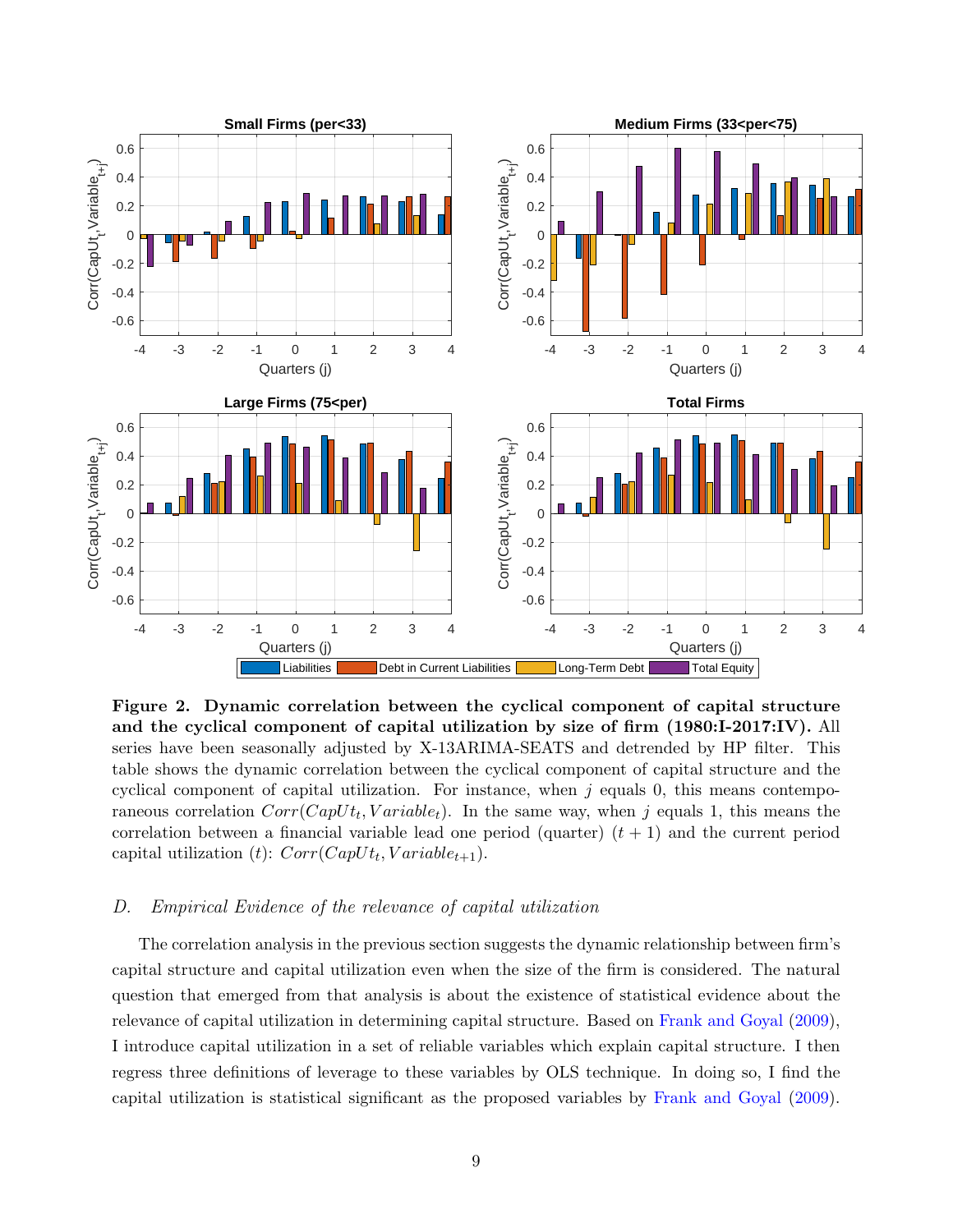**Figure 2. Dynamic correlation between the cyclical component of capital structure and the cyclical component of capital utilization by size of firm (1980:I-2017:IV).** All series have been seasonally adjusted by X-13ARIMA-SEATS and detrended by HP filter. This table shows the dynamic correlation between the cyclical component of capital structure and the cyclical component of capital utilization. For instance, when $j$ equals 0, this means contemporaneous correlation $Corr(CapUt_t, Variable_t)$. In the same way, when $j$ equals 1, this means the correlation between a financial variable lead one period (quarter) $(t+1)$ and the current period capital utilization $(t)$: $Corr(CapUt_t, Variable_{t+1})$.

### *D. Empirical Evidence of the relevance of capital utilization*

The correlation analysis in the previous section suggests the dynamic relationship between firm's capital structure and capital utilization even when the size of the firm is considered. The natural question that emerged from that analysis is about the existence of statistical evidence about the relevance of capital utilization in determining capital structure. Based on Frank and Goyal (2009), I introduce capital utilization in a set of reliable variables which explain capital structure. I then regress three definitions of leverage to these variables by OLS technique. In doing so, I find the capital utilization is statistical significant as the proposed variables by Frank and Goyal (2009).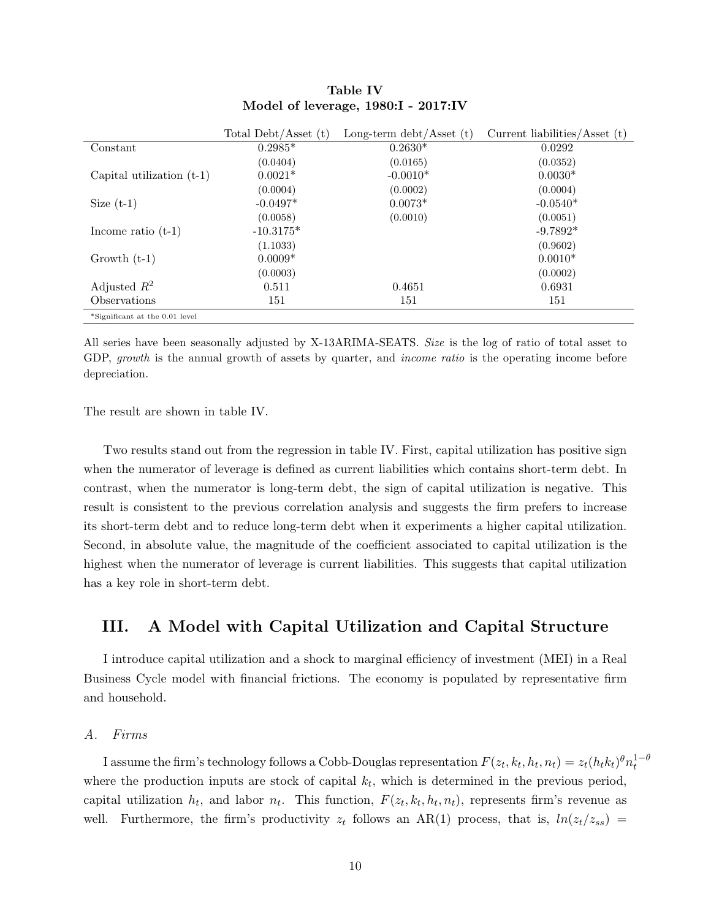**Table IV**
**Model of leverage, 1980:I - 2017:IV**

| | Total Debt/Asset (t) | Long-term debt/Asset (t) | Current liabilities/Asset (t) |
|---|---|---|---|
| Constant | 0.2985* | 0.2630* | 0.0292 |
| | (0.0404) | (0.0165) | (0.0352) |
| Capital utilization (t-1) | 0.0021* | -0.0010* | 0.0030* |
| | (0.0004) | (0.0002) | (0.0004) |
| Size (t-1) | -0.0497* | 0.0073* | -0.0540* |
| | (0.0058) | (0.0010) | (0.0051) |
| Income ratio (t-1) | -10.3175* | | -9.7892* |
| | (1.1033) | | (0.9602) |
| Growth (t-1) | 0.0009* | | 0.0010* |
| | (0.0003) | | (0.0002) |
| Adjusted $R^2$ | 0.511 | 0.4651 | 0.6931 |
| Observations | 151 | 151 | 151 |

*Significant at the 0.01 level

All series have been seasonally adjusted by X-13ARIMA-SEATS. *Size* is the log of ratio of total asset to GDP, *growth* is the annual growth of assets by quarter, and *income ratio* is the operating income before depreciation.

The result are shown in table IV.

Two results stand out from the regression in table IV. First, capital utilization has positive sign when the numerator of leverage is defined as current liabilities which contains short-term debt. In contrast, when the numerator is long-term debt, the sign of capital utilization is negative. This result is consistent to the previous correlation analysis and suggests the firm prefers to increase its short-term debt and to reduce long-term debt when it experiments a higher capital utilization. Second, in absolute value, the magnitude of the coefficient associated to capital utilization is the highest when the numerator of leverage is current liabilities. This suggests that capital utilization has a key role in short-term debt.

## III. A Model with Capital Utilization and Capital Structure

I introduce capital utilization and a shock to marginal efficiency of investment (MEI) in a Real Business Cycle model with financial frictions. The economy is populated by representative firm and household.

### *A. Firms*

I assume the firm's technology follows a Cobb-Douglas representation $F(z_t, k_t, h_t, n_t) = z_t(h_t k_t)^{\theta} n_t^{1-\theta}$ where the production inputs are stock of capital $k_t$, which is determined in the previous period, capital utilization $h_t$, and labor $n_t$. This function, $F(z_t, k_t, h_t, n_t)$, represents firm's revenue as well. Furthermore, the firm's productivity $z_t$ follows an AR(1) process, that is, $ln(z_t/z_{ss}) =$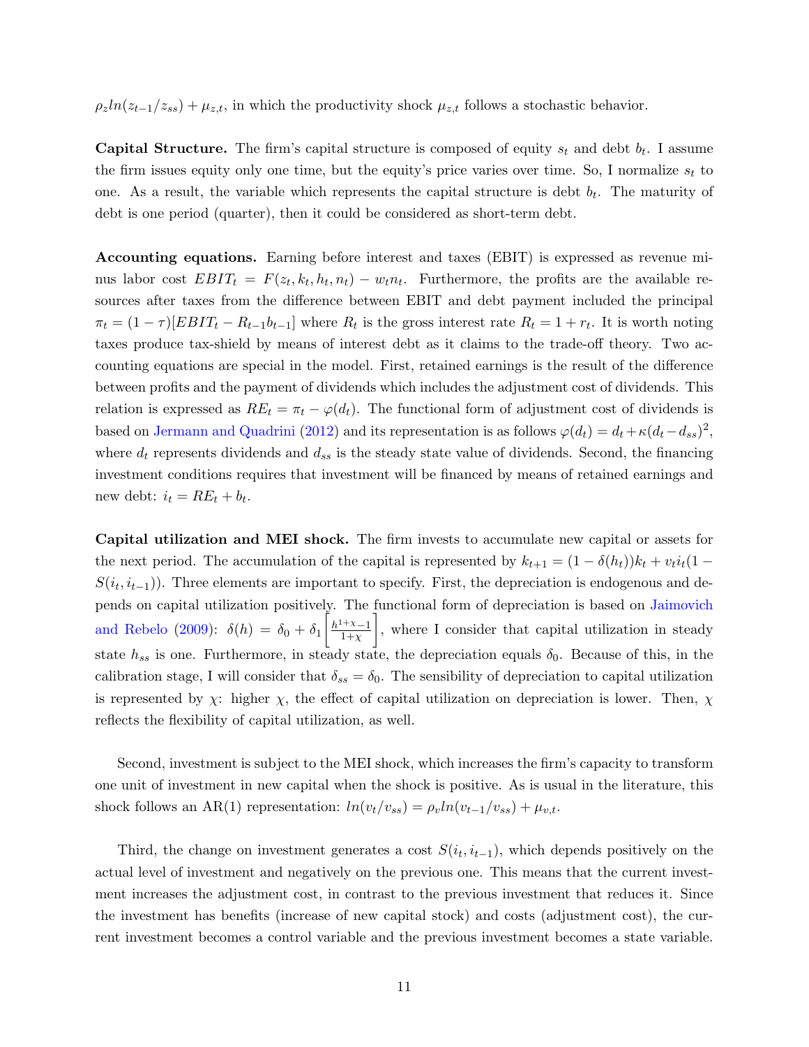$\rho_z ln(z_{t-1}/z_{ss}) + \mu_{z,t}$, in which the productivity shock $\mu_{z,t}$ follows a stochastic behavior.

**Capital Structure.** The firm's capital structure is composed of equity $s_t$ and debt $b_t$. I assume the firm issues equity only one time, but the equity's price varies over time. So, I normalize $s_t$ to one. As a result, the variable which represents the capital structure is debt $b_t$. The maturity of debt is one period (quarter), then it could be considered as short-term debt.

**Accounting equations.** Earning before interest and taxes (EBIT) is expressed as revenue minus labor cost $EBIT_t = F(z_t, k_t, h_t, n_t) - w_t n_t$. Furthermore, the profits are the available resources after taxes from the difference between EBIT and debt payment included the principal $\pi_t = (1-\tau)[EBIT_t - R_{t-1}b_{t-1}]$ where $R_t$ is the gross interest rate $R_t = 1 + r_t$. It is worth noting taxes produce tax-shield by means of interest debt as it claims to the trade-off theory. Two accounting equations are special in the model. First, retained earnings is the result of the difference between profits and the payment of dividends which includes the adjustment cost of dividends. This relation is expressed as $RE_t = \pi_t - \varphi(d_t)$. The functional form of adjustment cost of dividends is based on Jermann and Quadrini (2012) and its representation is as follows $\varphi(d_t) = d_t + \kappa(d_t - d_{ss})^2$, where $d_t$ represents dividends and $d_{ss}$ is the steady state value of dividends. Second, the financing investment conditions requires that investment will be financed by means of retained earnings and new debt: $i_t = RE_t + b_t$.

**Capital utilization and MEI shock.** The firm invests to accumulate new capital or assets for the next period. The accumulation of the capital is represented by $k_{t+1} = (1-\delta(h_t))k_t + v_t i_t(1 - S(i_t, i_{t-1}))$. Three elements are important to specify. First, the depreciation is endogenous and depends on capital utilization positively. The functional form of depreciation is based on Jaimovich and Rebelo (2009): $\delta(h) = \delta_0 + \delta_1 \left[\frac{h^{1+\chi}-1}{1+\chi}\right]$, where I consider that capital utilization in steady state $h_{ss}$ is one. Furthermore, in steady state, the depreciation equals $\delta_0$. Because of this, in the calibration stage, I will consider that $\delta_{ss} = \delta_0$. The sensibility of depreciation to capital utilization is represented by $\chi$: higher $\chi$, the effect of capital utilization on depreciation is lower. Then, $\chi$ reflects the flexibility of capital utilization, as well.

Second, investment is subject to the MEI shock, which increases the firm's capacity to transform one unit of investment in new capital when the shock is positive. As is usual in the literature, this shock follows an AR(1) representation: $ln(v_t/v_{ss}) = \rho_v ln(v_{t-1}/v_{ss}) + \mu_{v,t}$.

Third, the change on investment generates a cost $S(i_t, i_{t-1})$, which depends positively on the actual level of investment and negatively on the previous one. This means that the current investment increases the adjustment cost, in contrast to the previous investment that reduces it. Since the investment has benefits (increase of new capital stock) and costs (adjustment cost), the current investment becomes a control variable and the previous investment becomes a state variable.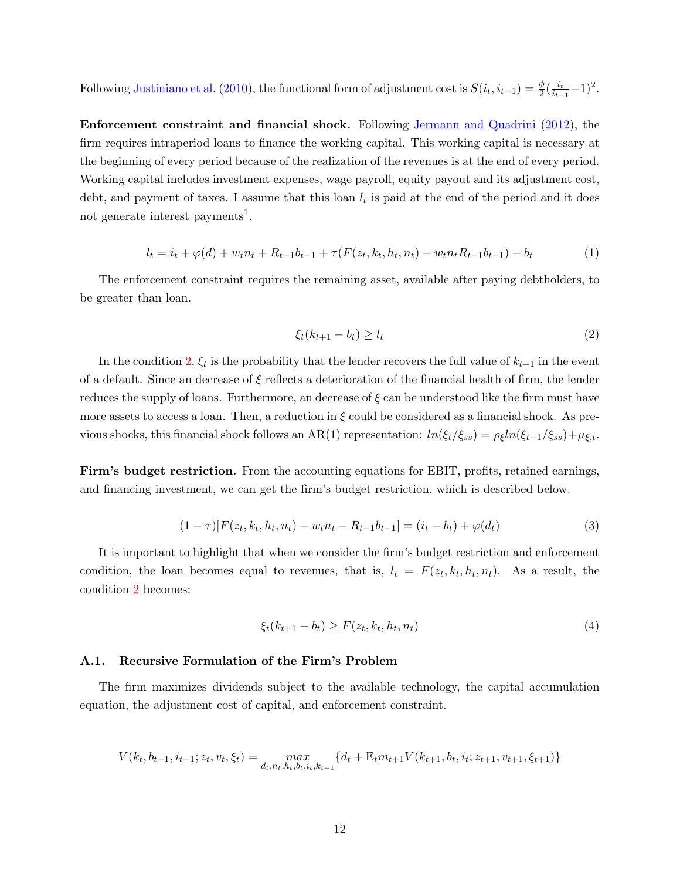Following Justiniano et al. (2010), the functional form of adjustment cost is $S(i_t, i_{t-1}) = \frac{\phi}{2}(\frac{i_t}{i_{t-1}} - 1)^2$.

**Enforcement constraint and financial shock.** Following Jermann and Quadrini (2012), the firm requires intraperiod loans to finance the working capital. This working capital is necessary at the beginning of every period because of the realization of the revenues is at the end of every period. Working capital includes investment expenses, wage payroll, equity payout and its adjustment cost, debt, and payment of taxes. I assume that this loan $l_t$ is paid at the end of the period and it does not generate interest payments[1].

$$l_t = i_t + \varphi(d) + w_t n_t + R_{t-1} b_{t-1} + \tau(F(z_t, k_t, h_t, n_t) - w_t n_t R_{t-1} b_{t-1}) - b_t \tag{1}$$

The enforcement constraint requires the remaining asset, available after paying debtholders, to be greater than loan.

$$\xi_t(k_{t+1} - b_t) \geq l_t \tag{2}$$

In the condition 2, $\xi_t$ is the probability that the lender recovers the full value of $k_{t+1}$ in the event of a default. Since an decrease of $\xi$ reflects a deterioration of the financial health of firm, the lender reduces the supply of loans. Furthermore, an decrease of $\xi$ can be understood like the firm must have more assets to access a loan. Then, a reduction in $\xi$ could be considered as a financial shock. As previous shocks, this financial shock follows an AR(1) representation: $ln(\xi_t/\xi_{ss}) = \rho_\xi ln(\xi_{t-1}/\xi_{ss}) + \mu_{\xi,t}$.

**Firm's budget restriction.** From the accounting equations for EBIT, profits, retained earnings, and financing investment, we can get the firm's budget restriction, which is described below.

$$(1 - \tau)[F(z_t, k_t, h_t, n_t) - w_t n_t - R_{t-1} b_{t-1}] = (i_t - b_t) + \varphi(d_t) \tag{3}$$

It is important to highlight that when we consider the firm's budget restriction and enforcement condition, the loan becomes equal to revenues, that is, $l_t = F(z_t, k_t, h_t, n_t)$. As a result, the condition 2 becomes:

$$\xi_t(k_{t+1} - b_t) \geq F(z_t, k_t, h_t, n_t) \tag{4}$$

### A.1. Recursive Formulation of the Firm's Problem

The firm maximizes dividends subject to the available technology, the capital accumulation equation, the adjustment cost of capital, and enforcement constraint.

$$V(k_t, b_{t-1}, i_{t-1}; z_t, v_t, \xi_t) = \max_{d_t, n_t, h_t, b_t, i_t, k_{t-1}} \{d_t + \mathbb{E}_t m_{t+1} V(k_{t+1}, b_t, i_t; z_{t+1}, v_{t+1}, \xi_{t+1})\}$$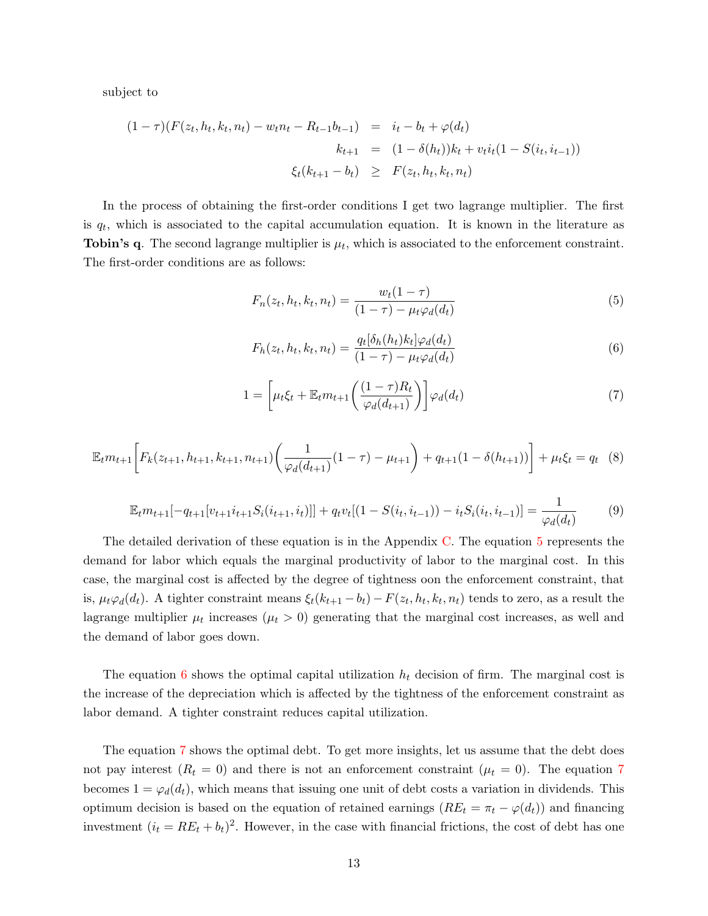subject to

$$
\begin{aligned}
(1-\tau)(F(z_t,h_t,k_t,n_t) - w_t n_t - R_{t-1}b_{t-1}) &= i_t - b_t + \varphi(d_t) \\
k_{t+1} &= (1-\delta(h_t))k_t + v_t i_t(1 - S(i_t, i_{t-1})) \\
\xi_t(k_{t+1} - b_t) &\geq F(z_t,h_t,k_t,n_t)
\end{aligned}
$$

In the process of obtaining the first-order conditions I get two lagrange multiplier. The first is $q_t$, which is associated to the capital accumulation equation. It is known in the literature as **Tobin's q**. The second lagrange multiplier is $\mu_t$, which is associated to the enforcement constraint. The first-order conditions are as follows:

$$
F_n(z_t,h_t,k_t,n_t) = \frac{w_t(1-\tau)}{(1-\tau) - \mu_t \varphi_d(d_t)} \tag{5}
$$

$$
F_h(z_t,h_t,k_t,n_t) = \frac{q_t[\delta_h(h_t)k_t]\varphi_d(d_t)}{(1-\tau) - \mu_t \varphi_d(d_t)} \tag{6}
$$

$$
1 = \left[\mu_t \xi_t + \mathbb{E}_t m_{t+1}\left(\frac{(1-\tau)R_t}{\varphi_d(d_{t+1})}\right)\right]\varphi_d(d_t) \tag{7}
$$

$$
\mathbb{E}_t m_{t+1}\left[F_k(z_{t+1},h_{t+1},k_{t+1},n_{t+1})\left(\frac{1}{\varphi_d(d_{t+1})}(1-\tau) - \mu_{t+1}\right) + q_{t+1}(1-\delta(h_{t+1}))\right] + \mu_t \xi_t = q_t \tag{8}
$$

$$
\mathbb{E}_t m_{t+1}[-q_{t+1}[v_{t+1} i_{t+1} S_i(i_{t+1}, i_t)]] + q_t v_t[(1 - S(i_t, i_{t-1})) - i_t S_i(i_t, i_{t-1})] = \frac{1}{\varphi_d(d_t)} \tag{9}
$$

The detailed derivation of these equation is in the Appendix C. The equation 5 represents the demand for labor which equals the marginal productivity of labor to the marginal cost. In this case, the marginal cost is affected by the degree of tightness oon the enforcement constraint, that is, $\mu_t \varphi_d(d_t)$. A tighter constraint means $\xi_t(k_{t+1} - b_t) - F(z_t,h_t,k_t,n_t)$ tends to zero, as a result the lagrange multiplier $\mu_t$ increases ($\mu_t > 0$) generating that the marginal cost increases, as well and the demand of labor goes down.

The equation 6 shows the optimal capital utilization $h_t$ decision of firm. The marginal cost is the increase of the depreciation which is affected by the tightness of the enforcement constraint as labor demand. A tighter constraint reduces capital utilization.

The equation 7 shows the optimal debt. To get more insights, let us assume that the debt does not pay interest ($R_t = 0$) and there is not an enforcement constraint ($\mu_t = 0$). The equation 7 becomes $1 = \varphi_d(d_t)$, which means that issuing one unit of debt costs a variation in dividends. This optimum decision is based on the equation of retained earnings ($RE_t = \pi_t - \varphi(d_t)$) and financing investment ($i_t = RE_t + b_t$)[2]. However, in the case with financial frictions, the cost of debt has one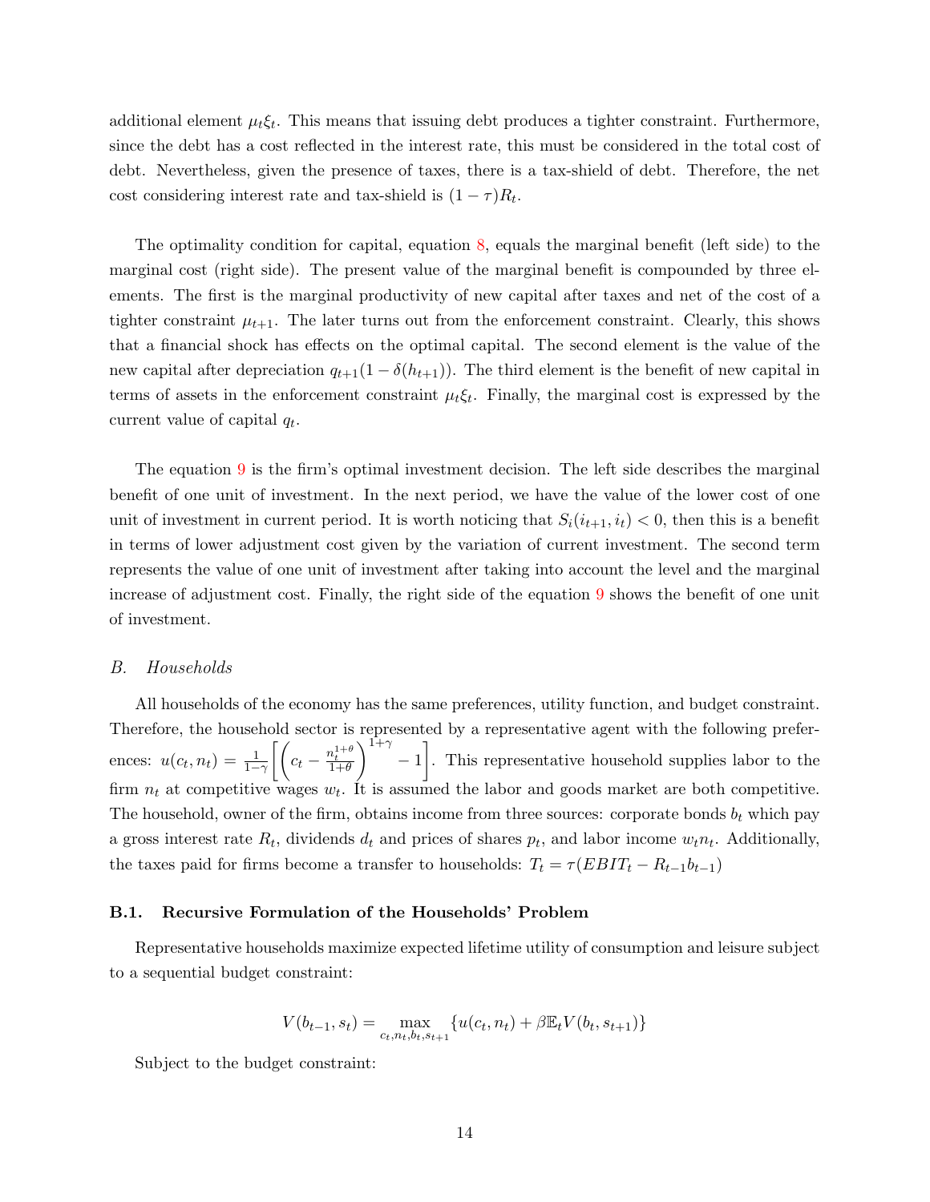additional element $\mu_t \xi_t$. This means that issuing debt produces a tighter constraint. Furthermore, since the debt has a cost reflected in the interest rate, this must be considered in the total cost of debt. Nevertheless, given the presence of taxes, there is a tax-shield of debt. Therefore, the net cost considering interest rate and tax-shield is $(1-\tau)R_t$.

The optimality condition for capital, equation 8, equals the marginal benefit (left side) to the marginal cost (right side). The present value of the marginal benefit is compounded by three elements. The first is the marginal productivity of new capital after taxes and net of the cost of a tighter constraint $\mu_{t+1}$. The later turns out from the enforcement constraint. Clearly, this shows that a financial shock has effects on the optimal capital. The second element is the value of the new capital after depreciation $q_{t+1}(1-\delta(h_{t+1}))$. The third element is the benefit of new capital in terms of assets in the enforcement constraint $\mu_t \xi_t$. Finally, the marginal cost is expressed by the current value of capital $q_t$.

The equation 9 is the firm's optimal investment decision. The left side describes the marginal benefit of one unit of investment. In the next period, we have the value of the lower cost of one unit of investment in current period. It is worth noticing that $S_i(i_{t+1}, i_t) < 0$, then this is a benefit in terms of lower adjustment cost given by the variation of current investment. The second term represents the value of one unit of investment after taking into account the level and the marginal increase of adjustment cost. Finally, the right side of the equation 9 shows the benefit of one unit of investment.

## *B. Households*

All households of the economy has the same preferences, utility function, and budget constraint. Therefore, the household sector is represented by a representative agent with the following preferences: $u(c_t, n_t) = \frac{1}{1-\gamma}\left[\left(c_t - \frac{n_t^{1+\theta}}{1+\theta}\right)^{1+\gamma} - 1\right]$. This representative household supplies labor to the firm $n_t$ at competitive wages $w_t$. It is assumed the labor and goods market are both competitive. The household, owner of the firm, obtains income from three sources: corporate bonds $b_t$ which pay a gross interest rate $R_t$, dividends $d_t$ and prices of shares $p_t$, and labor income $w_t n_t$. Additionally, the taxes paid for firms become a transfer to households: $T_t = \tau(EBIT_t - R_{t-1}b_{t-1})$

### B.1. Recursive Formulation of the Households' Problem

Representative households maximize expected lifetime utility of consumption and leisure subject to a sequential budget constraint:

$$V(b_{t-1}, s_t) = \max_{c_t, n_t, b_t, s_{t+1}} \{u(c_t, n_t) + \beta \mathbb{E}_t V(b_t, s_{t+1})\}$$

Subject to the budget constraint: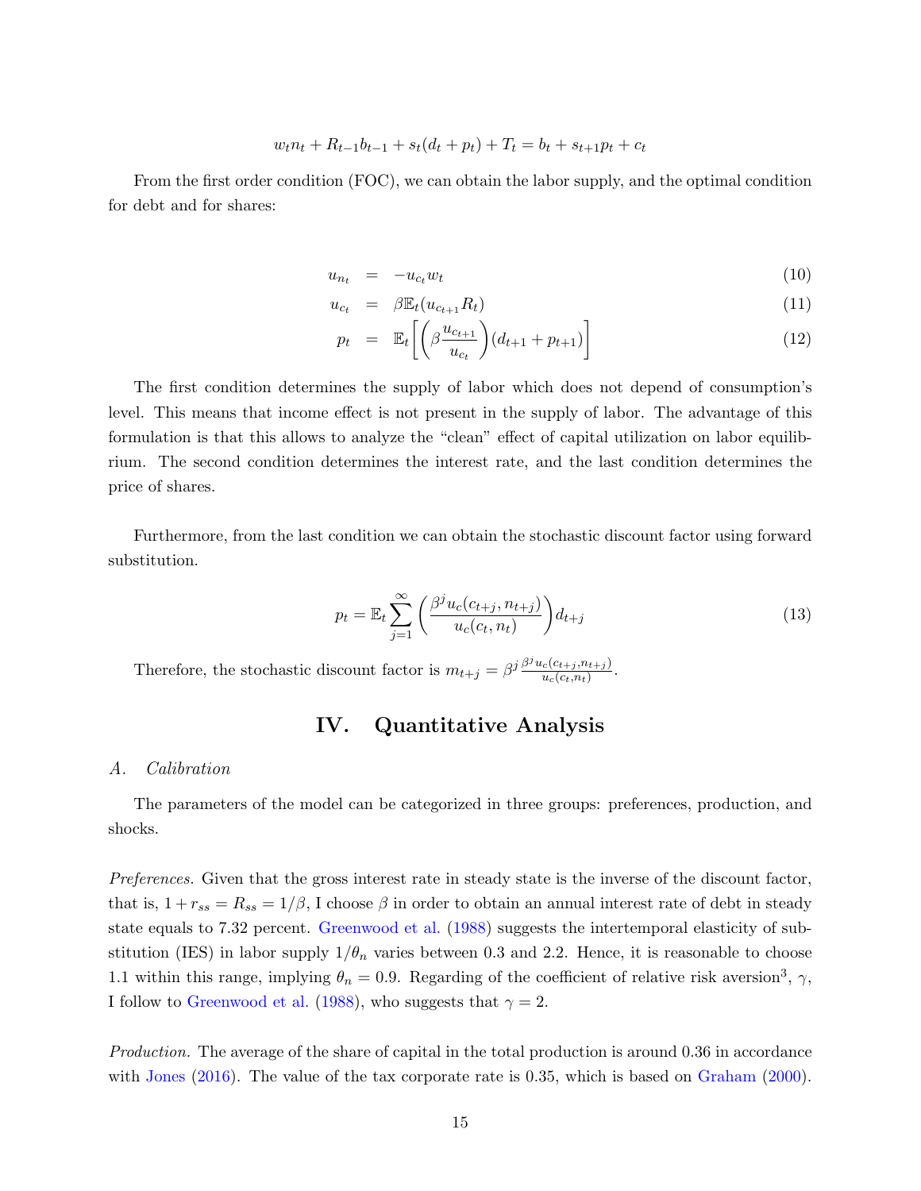$$w_t n_t + R_{t-1} b_{t-1} + s_t(d_t + p_t) + T_t = b_t + s_{t+1} p_t + c_t$$

From the first order condition (FOC), we can obtain the labor supply, and the optimal condition for debt and for shares:

$$u_{n_t} = -u_{c_t} w_t \tag{10}$$

$$u_{c_t} = \beta \mathbb{E}_t(u_{c_{t+1}} R_t) \tag{11}$$

$$p_t = \mathbb{E}_t\left[\left(\beta \frac{u_{c_{t+1}}}{u_{c_t}}\right)(d_{t+1} + p_{t+1})\right] \tag{12}$$

The first condition determines the supply of labor which does not depend of consumption's level. This means that income effect is not present in the supply of labor. The advantage of this formulation is that this allows to analyze the "clean" effect of capital utilization on labor equilibrium. The second condition determines the interest rate, and the last condition determines the price of shares.

Furthermore, from the last condition we can obtain the stochastic discount factor using forward substitution.

$$p_t = \mathbb{E}_t \sum_{j=1}^{\infty} \left(\frac{\beta^j u_c(c_{t+j}, n_{t+j})}{u_c(c_t, n_t)}\right) d_{t+j} \tag{13}$$

Therefore, the stochastic discount factor is $m_{t+j} = \beta^j \frac{\beta^j u_c(c_{t+j}, n_{t+j})}{u_c(c_t, n_t)}$.

# IV. Quantitative Analysis

## A. Calibration

The parameters of the model can be categorized in three groups: preferences, production, and shocks.

*Preferences.* Given that the gross interest rate in steady state is the inverse of the discount factor, that is, $1 + r_{ss} = R_{ss} = 1/\beta$, I choose $\beta$ in order to obtain an annual interest rate of debt in steady state equals to 7.32 percent. Greenwood et al. (1988) suggests the intertemporal elasticity of substitution (IES) in labor supply $1/\theta_n$ varies between 0.3 and 2.2. Hence, it is reasonable to choose 1.1 within this range, implying $\theta_n = 0.9$. Regarding of the coefficient of relative risk aversion[3], $\gamma$, I follow to Greenwood et al. (1988), who suggests that $\gamma = 2$.

*Production.* The average of the share of capital in the total production is around 0.36 in accordance with Jones (2016). The value of the tax corporate rate is 0.35, which is based on Graham (2000).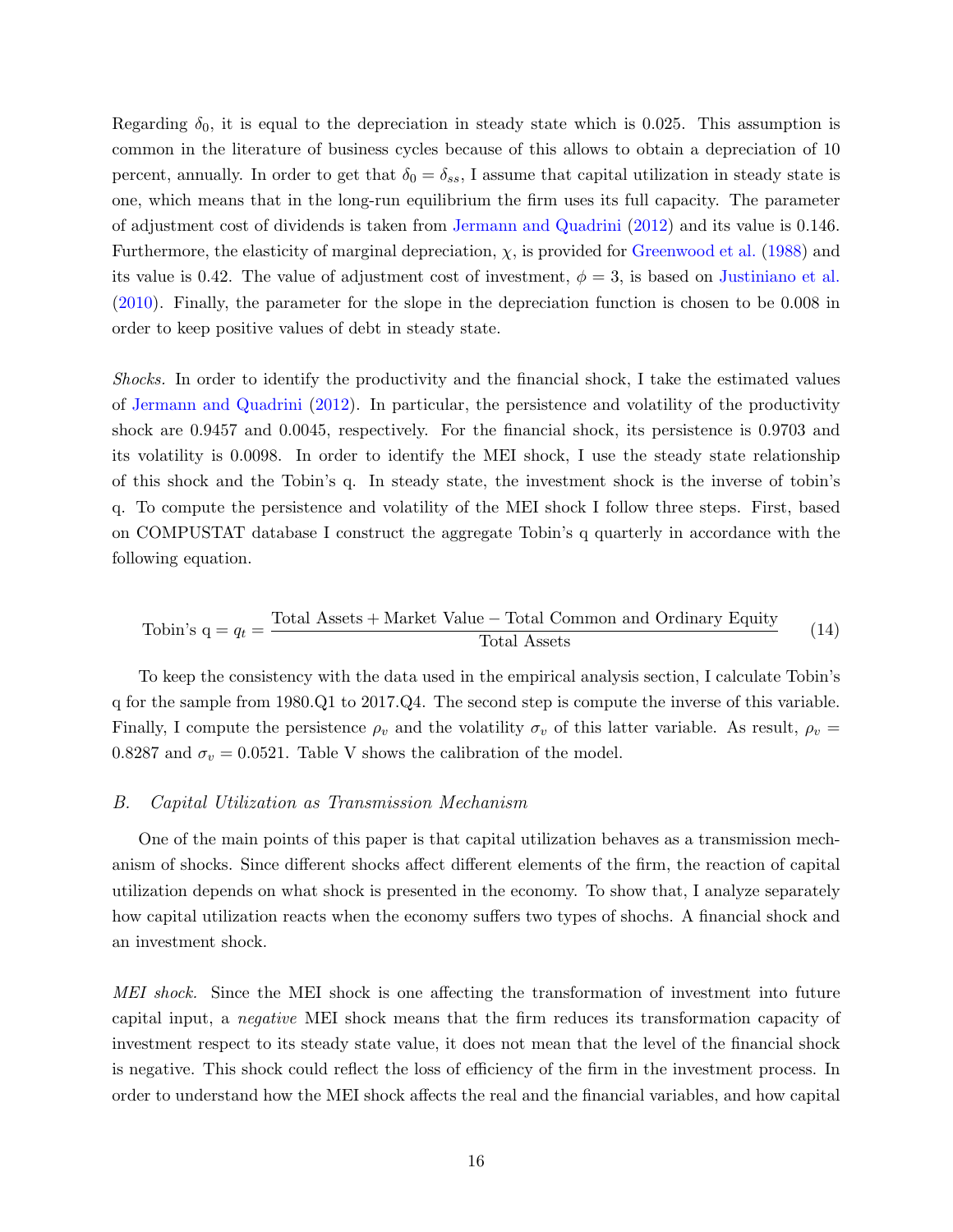Regarding $\delta_0$, it is equal to the depreciation in steady state which is 0.025. This assumption is common in the literature of business cycles because of this allows to obtain a depreciation of 10 percent, annually. In order to get that $\delta_0 = \delta_{ss}$, I assume that capital utilization in steady state is one, which means that in the long-run equilibrium the firm uses its full capacity. The parameter of adjustment cost of dividends is taken from Jermann and Quadrini (2012) and its value is 0.146. Furthermore, the elasticity of marginal depreciation, $\chi$, is provided for Greenwood et al. (1988) and its value is 0.42. The value of adjustment cost of investment, $\phi = 3$, is based on Justiniano et al. (2010). Finally, the parameter for the slope in the depreciation function is chosen to be 0.008 in order to keep positive values of debt in steady state.

*Shocks.* In order to identify the productivity and the financial shock, I take the estimated values of Jermann and Quadrini (2012). In particular, the persistence and volatility of the productivity shock are 0.9457 and 0.0045, respectively. For the financial shock, its persistence is 0.9703 and its volatility is 0.0098. In order to identify the MEI shock, I use the steady state relationship of this shock and the Tobin's q. In steady state, the investment shock is the inverse of tobin's q. To compute the persistence and volatility of the MEI shock I follow three steps. First, based on COMPUSTAT database I construct the aggregate Tobin's q quarterly in accordance with the following equation.

$$\text{Tobin's q} = q_t = \frac{\text{Total Assets} + \text{Market Value} - \text{Total Common and Ordinary Equity}}{\text{Total Assets}} \tag{14}$$

To keep the consistency with the data used in the empirical analysis section, I calculate Tobin's q for the sample from 1980.Q1 to 2017.Q4. The second step is compute the inverse of this variable. Finally, I compute the persistence $\rho_v$ and the volatility $\sigma_v$ of this latter variable. As result, $\rho_v = 0.8287$ and $\sigma_v = 0.0521$. Table V shows the calibration of the model.

### *B. Capital Utilization as Transmission Mechanism*

One of the main points of this paper is that capital utilization behaves as a transmission mechanism of shocks. Since different shocks affect different elements of the firm, the reaction of capital utilization depends on what shock is presented in the economy. To show that, I analyze separately how capital utilization reacts when the economy suffers two types of shochs. A financial shock and an investment shock.

*MEI shock.* Since the MEI shock is one affecting the transformation of investment into future capital input, a *negative* MEI shock means that the firm reduces its transformation capacity of investment respect to its steady state value, it does not mean that the level of the financial shock is negative. This shock could reflect the loss of efficiency of the firm in the investment process. In order to understand how the MEI shock affects the real and the financial variables, and how capital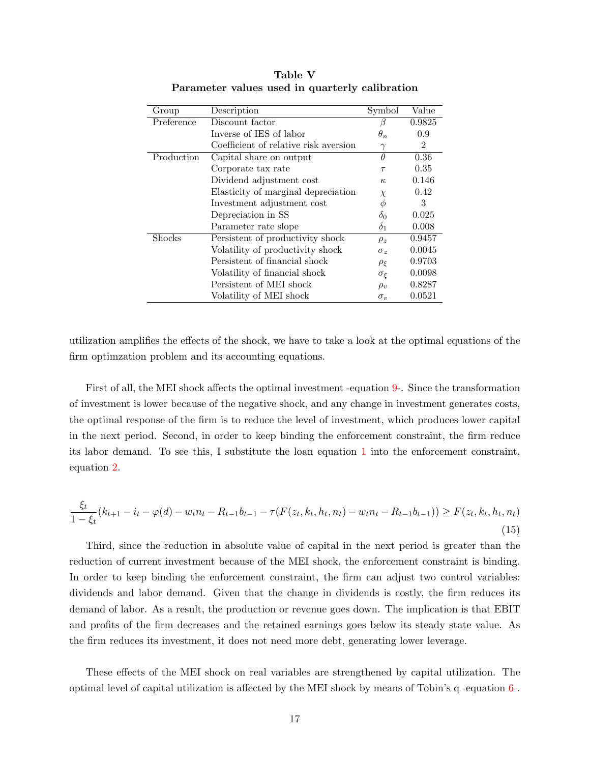**Table V**
**Parameter values used in quarterly calibration**

| Group | Description | Symbol | Value |
|---|---|---|---|
| Preference | Discount factor | $\beta$ | 0.9825 |
| | Inverse of IES of labor | $\theta_n$ | 0.9 |
| | Coefficient of relative risk aversion | $\gamma$ | 2 |
| Production | Capital share on output | $\theta$ | 0.36 |
| | Corporate tax rate | $\tau$ | 0.35 |
| | Dividend adjustment cost | $\kappa$ | 0.146 |
| | Elasticity of marginal depreciation | $\chi$ | 0.42 |
| | Investment adjustment cost | $\phi$ | 3 |
| | Depreciation in SS | $\delta_0$ | 0.025 |
| | Parameter rate slope | $\delta_1$ | 0.008 |
| Shocks | Persistent of productivity shock | $\rho_z$ | 0.9457 |
| | Volatility of productivity shock | $\sigma_z$ | 0.0045 |
| | Persistent of financial shock | $\rho_\xi$ | 0.9703 |
| | Volatility of financial shock | $\sigma_\xi$ | 0.0098 |
| | Persistent of MEI shock | $\rho_v$ | 0.8287 |
| | Volatility of MEI shock | $\sigma_v$ | 0.0521 |

utilization amplifies the effects of the shock, we have to take a look at the optimal equations of the firm optimzation problem and its accounting equations.

First of all, the MEI shock affects the optimal investment -equation 9-. Since the transformation of investment is lower because of the negative shock, and any change in investment generates costs, the optimal response of the firm is to reduce the level of investment, which produces lower capital in the next period. Second, in order to keep binding the enforcement constraint, the firm reduce its labor demand. To see this, I substitute the loan equation 1 into the enforcement constraint, equation 2.

$$\frac{\xi_t}{1-\xi_t}(k_{t+1} - i_t - \varphi(d) - w_t n_t - R_{t-1}b_{t-1} - \tau(F(z_t, k_t, h_t, n_t) - w_t n_t - R_{t-1}b_{t-1})) \geq F(z_t, k_t, h_t, n_t) \tag{15}$$

Third, since the reduction in absolute value of capital in the next period is greater than the reduction of current investment because of the MEI shock, the enforcement constraint is binding. In order to keep binding the enforcement constraint, the firm can adjust two control variables: dividends and labor demand. Given that the change in dividends is costly, the firm reduces its demand of labor. As a result, the production or revenue goes down. The implication is that EBIT and profits of the firm decreases and the retained earnings goes below its steady state value. As the firm reduces its investment, it does not need more debt, generating lower leverage.

These effects of the MEI shock on real variables are strengthened by capital utilization. The optimal level of capital utilization is affected by the MEI shock by means of Tobin's q -equation 6-.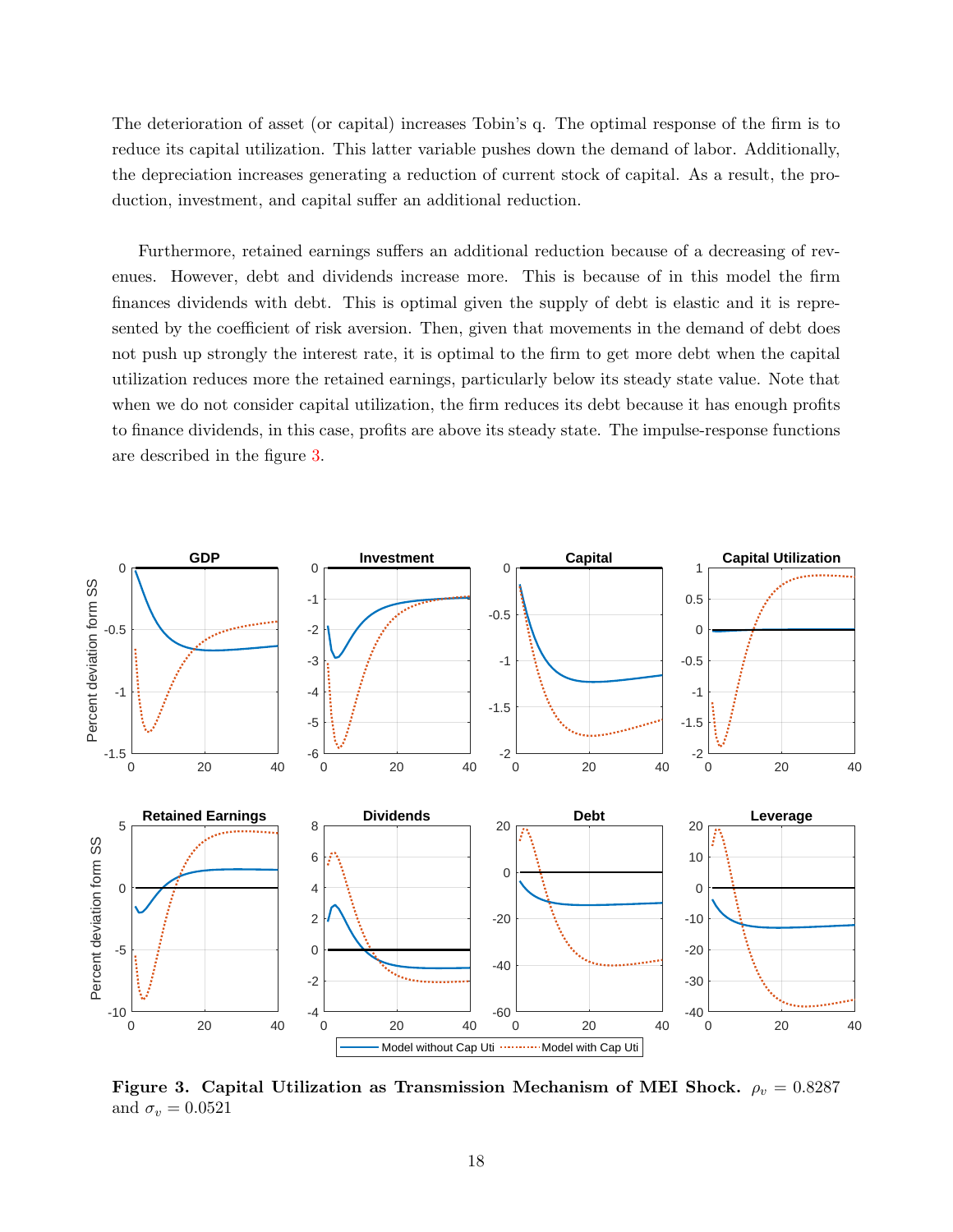The deterioration of asset (or capital) increases Tobin's q. The optimal response of the firm is to reduce its capital utilization. This latter variable pushes down the demand of labor. Additionally, the depreciation increases generating a reduction of current stock of capital. As a result, the production, investment, and capital suffer an additional reduction.

Furthermore, retained earnings suffers an additional reduction because of a decreasing of revenues. However, debt and dividends increase more. This is because of in this model the firm finances dividends with debt. This is optimal given the supply of debt is elastic and it is represented by the coefficient of risk aversion. Then, given that movements in the demand of debt does not push up strongly the interest rate, it is optimal to the firm to get more debt when the capital utilization reduces more the retained earnings, particularly below its steady state value. Note that when we do not consider capital utilization, the firm reduces its debt because it has enough profits to finance dividends, in this case, profits are above its steady state. The impulse-response functions are described in the figure 3.

**Figure 3. Capital Utilization as Transmission Mechanism of MEI Shock.** $\rho_v = 0.8287$ and $\sigma_v = 0.0521$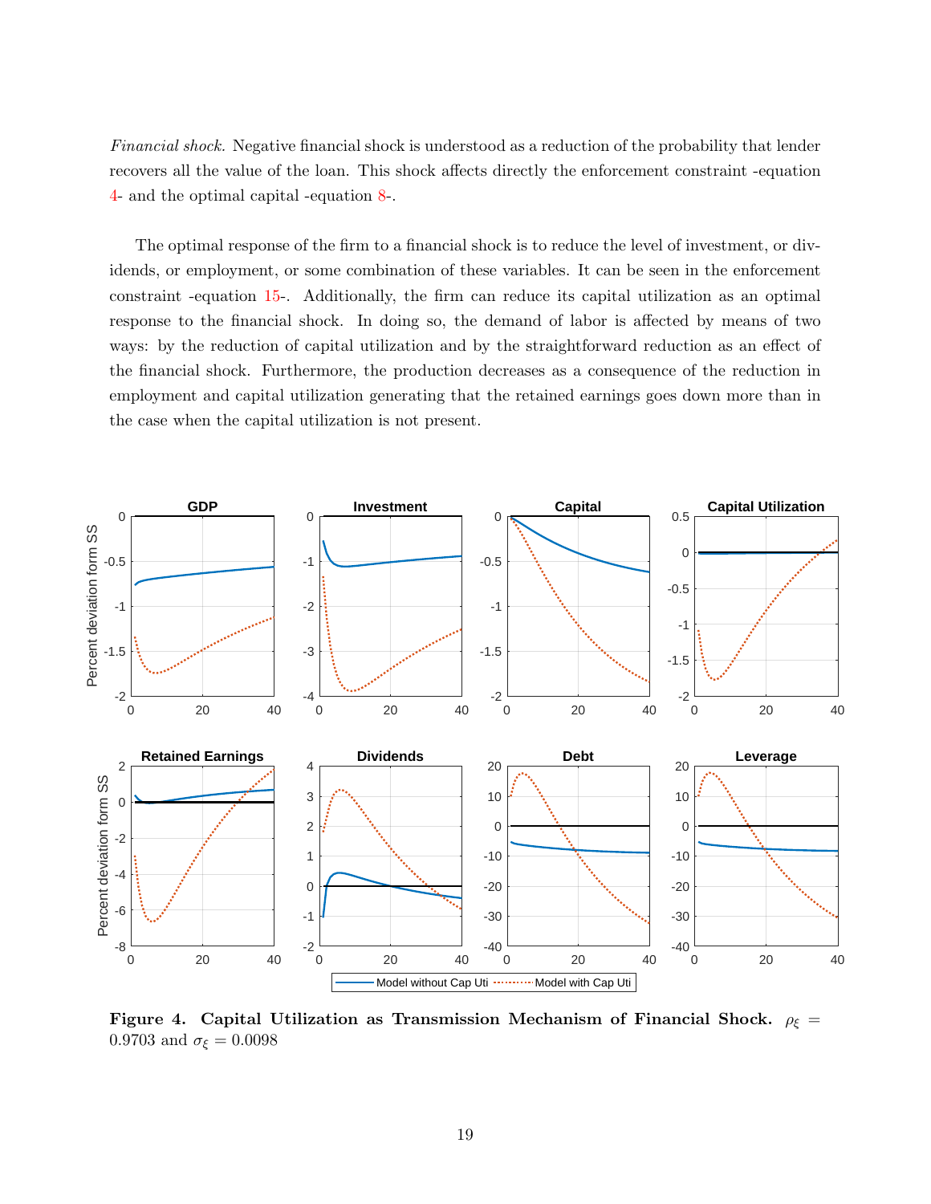*Financial shock.* Negative financial shock is understood as a reduction of the probability that lender recovers all the value of the loan. This shock affects directly the enforcement constraint -equation 4- and the optimal capital -equation 8-.

The optimal response of the firm to a financial shock is to reduce the level of investment, or dividends, or employment, or some combination of these variables. It can be seen in the enforcement constraint -equation 15-. Additionally, the firm can reduce its capital utilization as an optimal response to the financial shock. In doing so, the demand of labor is affected by means of two ways: by the reduction of capital utilization and by the straightforward reduction as an effect of the financial shock. Furthermore, the production decreases as a consequence of the reduction in employment and capital utilization generating that the retained earnings goes down more than in the case when the capital utilization is not present.

**Figure 4. Capital Utilization as Transmission Mechanism of Financial Shock.** $\rho_\xi = 0.9703$ and $\sigma_\xi = 0.0098$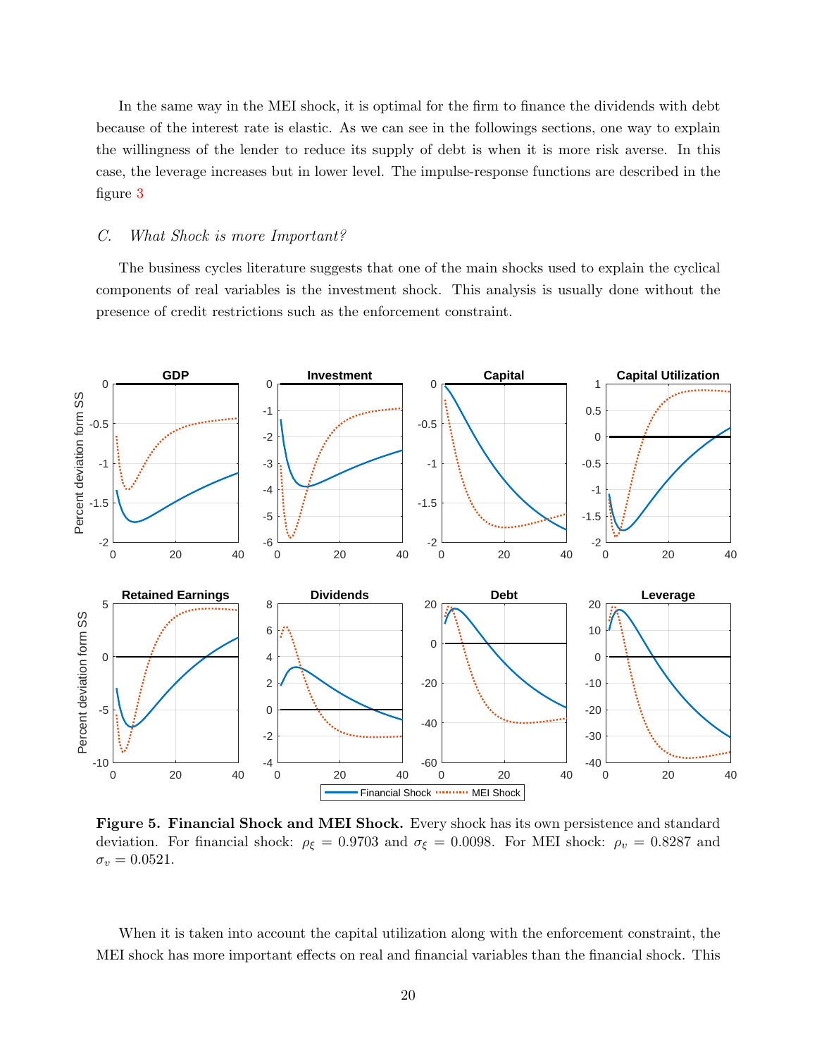In the same way in the MEI shock, it is optimal for the firm to finance the dividends with debt because of the interest rate is elastic. As we can see in the followings sections, one way to explain the willingness of the lender to reduce its supply of debt is when it is more risk averse. In this case, the leverage increases but in lower level. The impulse-response functions are described in the figure 3

### *C. What Shock is more Important?*

The business cycles literature suggests that one of the main shocks used to explain the cyclical components of real variables is the investment shock. This analysis is usually done without the presence of credit restrictions such as the enforcement constraint.

**Figure 5. Financial Shock and MEI Shock.** Every shock has its own persistence and standard deviation. For financial shock: $\rho_\xi = 0.9703$ and $\sigma_\xi = 0.0098$. For MEI shock: $\rho_v = 0.8287$ and $\sigma_v = 0.0521$.

When it is taken into account the capital utilization along with the enforcement constraint, the MEI shock has more important effects on real and financial variables than the financial shock. This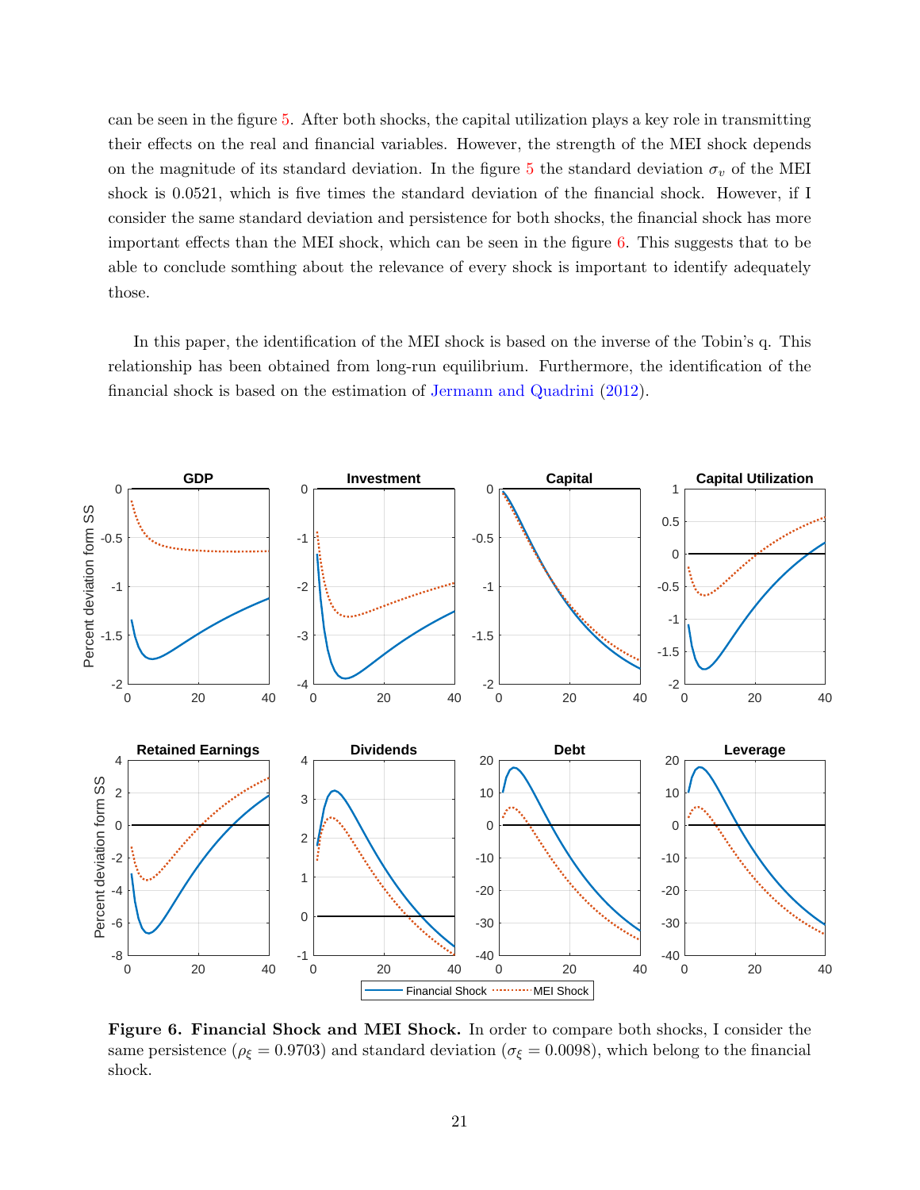can be seen in the figure 5. After both shocks, the capital utilization plays a key role in transmitting their effects on the real and financial variables. However, the strength of the MEI shock depends on the magnitude of its standard deviation. In the figure 5 the standard deviation $\sigma_v$ of the MEI shock is 0.0521, which is five times the standard deviation of the financial shock. However, if I consider the same standard deviation and persistence for both shocks, the financial shock has more important effects than the MEI shock, which can be seen in the figure 6. This suggests that to be able to conclude somthing about the relevance of every shock is important to identify adequately those.

In this paper, the identification of the MEI shock is based on the inverse of the Tobin's q. This relationship has been obtained from long-run equilibrium. Furthermore, the identification of the financial shock is based on the estimation of Jermann and Quadrini (2012).

**Figure 6. Financial Shock and MEI Shock.** In order to compare both shocks, I consider the same persistence ($\rho_\xi = 0.9703$) and standard deviation ($\sigma_\xi = 0.0098$), which belong to the financial shock.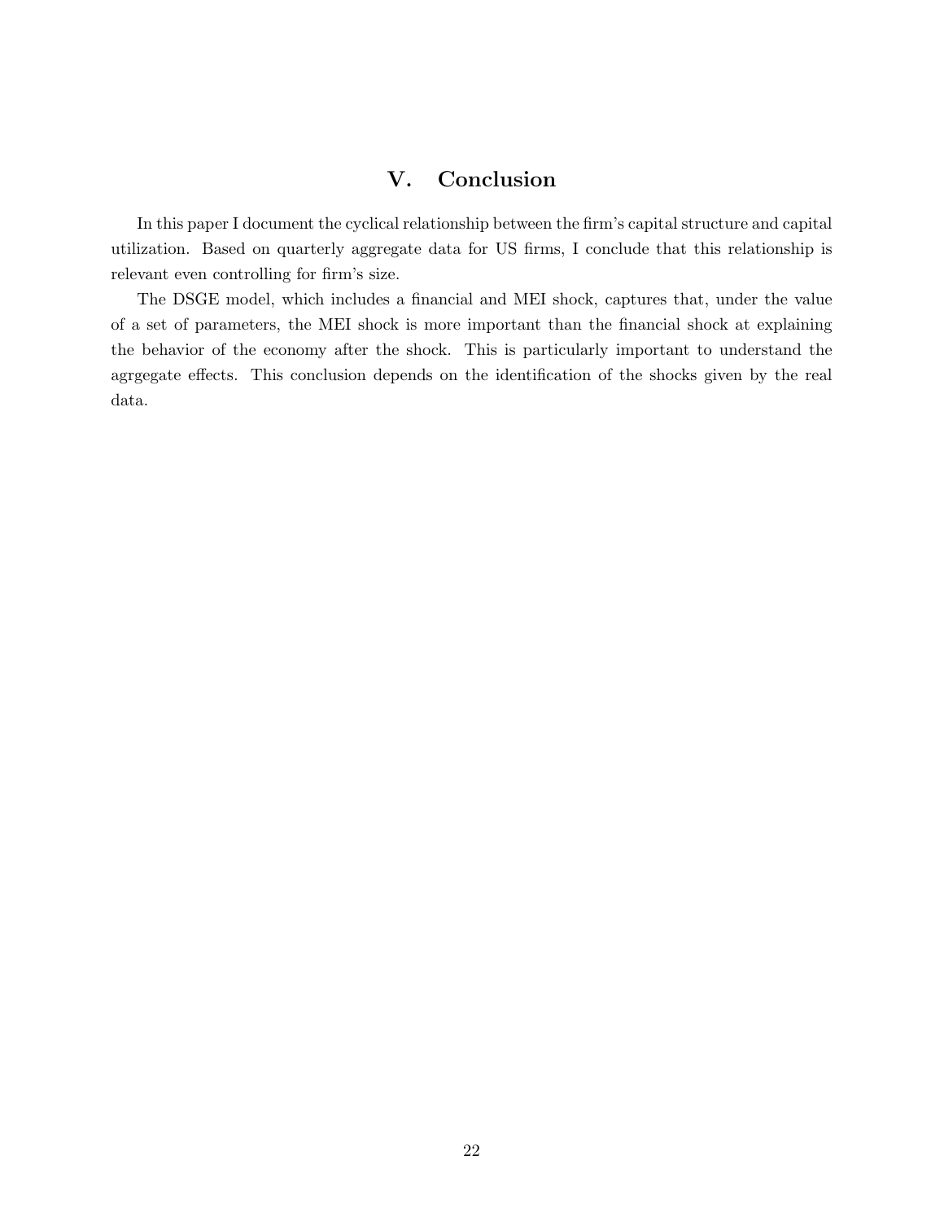# V. Conclusion

In this paper I document the cyclical relationship between the firm's capital structure and capital utilization. Based on quarterly aggregate data for US firms, I conclude that this relationship is relevant even controlling for firm's size.

The DSGE model, which includes a financial and MEI shock, captures that, under the value of a set of parameters, the MEI shock is more important than the financial shock at explaining the behavior of the economy after the shock. This is particularly important to understand the agrgegate effects. This conclusion depends on the identification of the shocks given by the real data.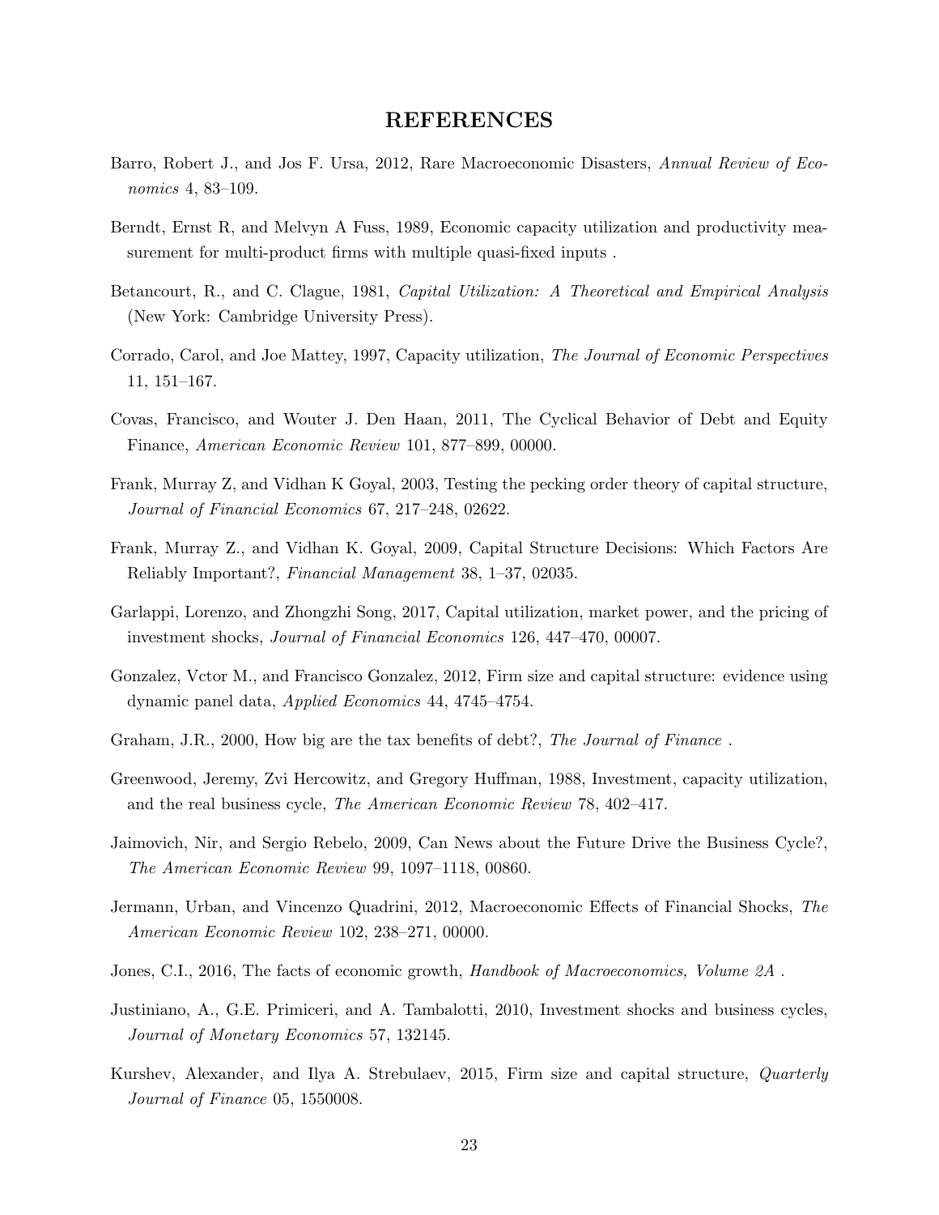# REFERENCES

Barro, Robert J., and Jos F. Ursa, 2012, Rare Macroeconomic Disasters, *Annual Review of Economics* 4, 83–109.

Berndt, Ernst R, and Melvyn A Fuss, 1989, Economic capacity utilization and productivity measurement for multi-product firms with multiple quasi-fixed inputs .

Betancourt, R., and C. Clague, 1981, *Capital Utilization: A Theoretical and Empirical Analysis* (New York: Cambridge University Press).

Corrado, Carol, and Joe Mattey, 1997, Capacity utilization, *The Journal of Economic Perspectives* 11, 151–167.

Covas, Francisco, and Wouter J. Den Haan, 2011, The Cyclical Behavior of Debt and Equity Finance, *American Economic Review* 101, 877–899, 00000.

Frank, Murray Z, and Vidhan K Goyal, 2003, Testing the pecking order theory of capital structure, *Journal of Financial Economics* 67, 217–248, 02622.

Frank, Murray Z., and Vidhan K. Goyal, 2009, Capital Structure Decisions: Which Factors Are Reliably Important?, *Financial Management* 38, 1–37, 02035.

Garlappi, Lorenzo, and Zhongzhi Song, 2017, Capital utilization, market power, and the pricing of investment shocks, *Journal of Financial Economics* 126, 447–470, 00007.

Gonzalez, Vctor M., and Francisco Gonzalez, 2012, Firm size and capital structure: evidence using dynamic panel data, *Applied Economics* 44, 4745–4754.

Graham, J.R., 2000, How big are the tax benefits of debt?, *The Journal of Finance* .

Greenwood, Jeremy, Zvi Hercowitz, and Gregory Huffman, 1988, Investment, capacity utilization, and the real business cycle, *The American Economic Review* 78, 402–417.

Jaimovich, Nir, and Sergio Rebelo, 2009, Can News about the Future Drive the Business Cycle?, *The American Economic Review* 99, 1097–1118, 00860.

Jermann, Urban, and Vincenzo Quadrini, 2012, Macroeconomic Effects of Financial Shocks, *The American Economic Review* 102, 238–271, 00000.

Jones, C.I., 2016, The facts of economic growth, *Handbook of Macroeconomics, Volume 2A* .

Justiniano, A., G.E. Primiceri, and A. Tambalotti, 2010, Investment shocks and business cycles, *Journal of Monetary Economics* 57, 132145.

Kurshev, Alexander, and Ilya A. Strebulaev, 2015, Firm size and capital structure, *Quarterly Journal of Finance* 05, 1550008.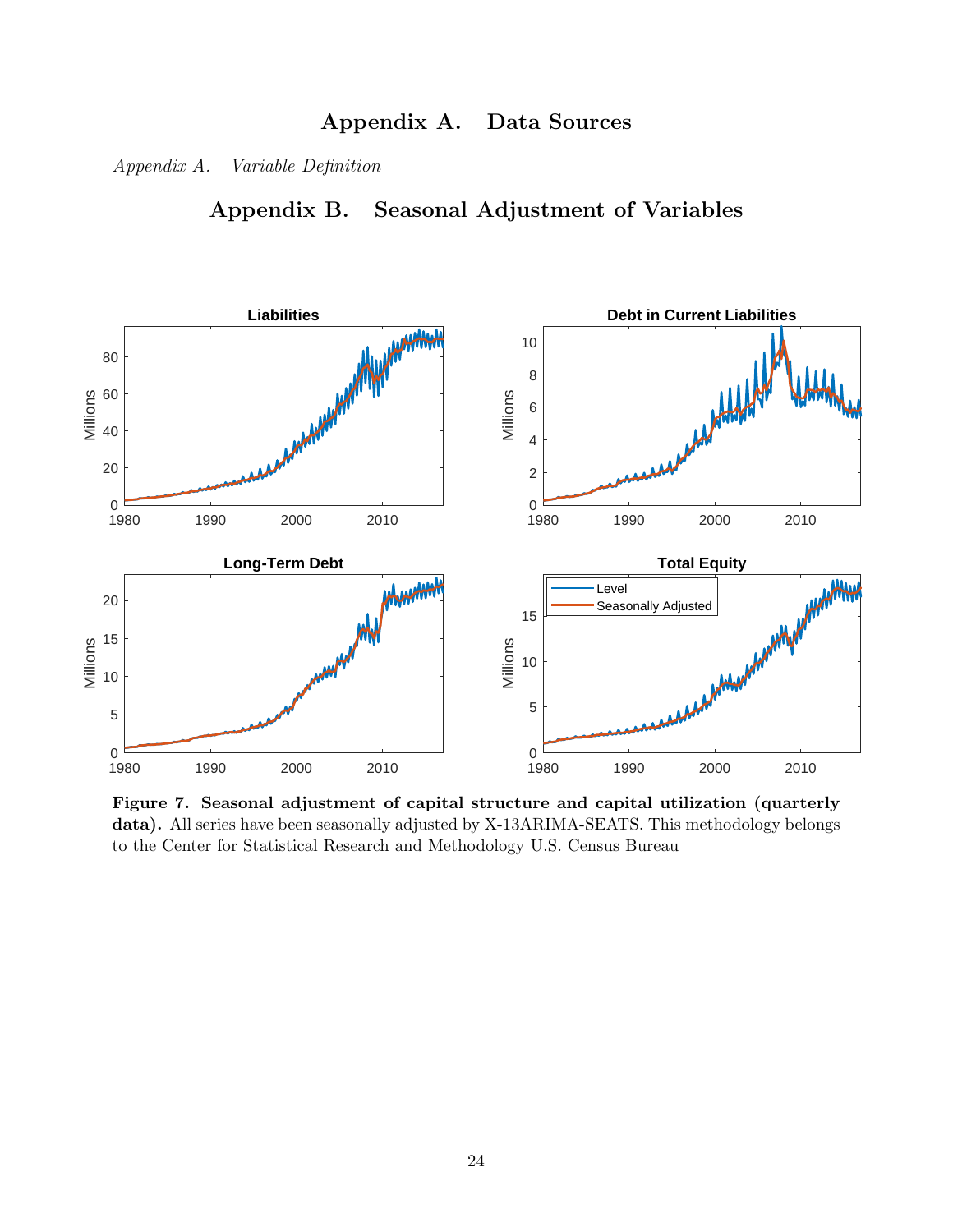# Appendix A. Data Sources

*Appendix A. Variable Definition*

# Appendix B. Seasonal Adjustment of Variables

**Figure 7. Seasonal adjustment of capital structure and capital utilization (quarterly data).** All series have been seasonally adjusted by X-13ARIMA-SEATS. This methodology belongs to the Center for Statistical Research and Methodology U.S. Census Bureau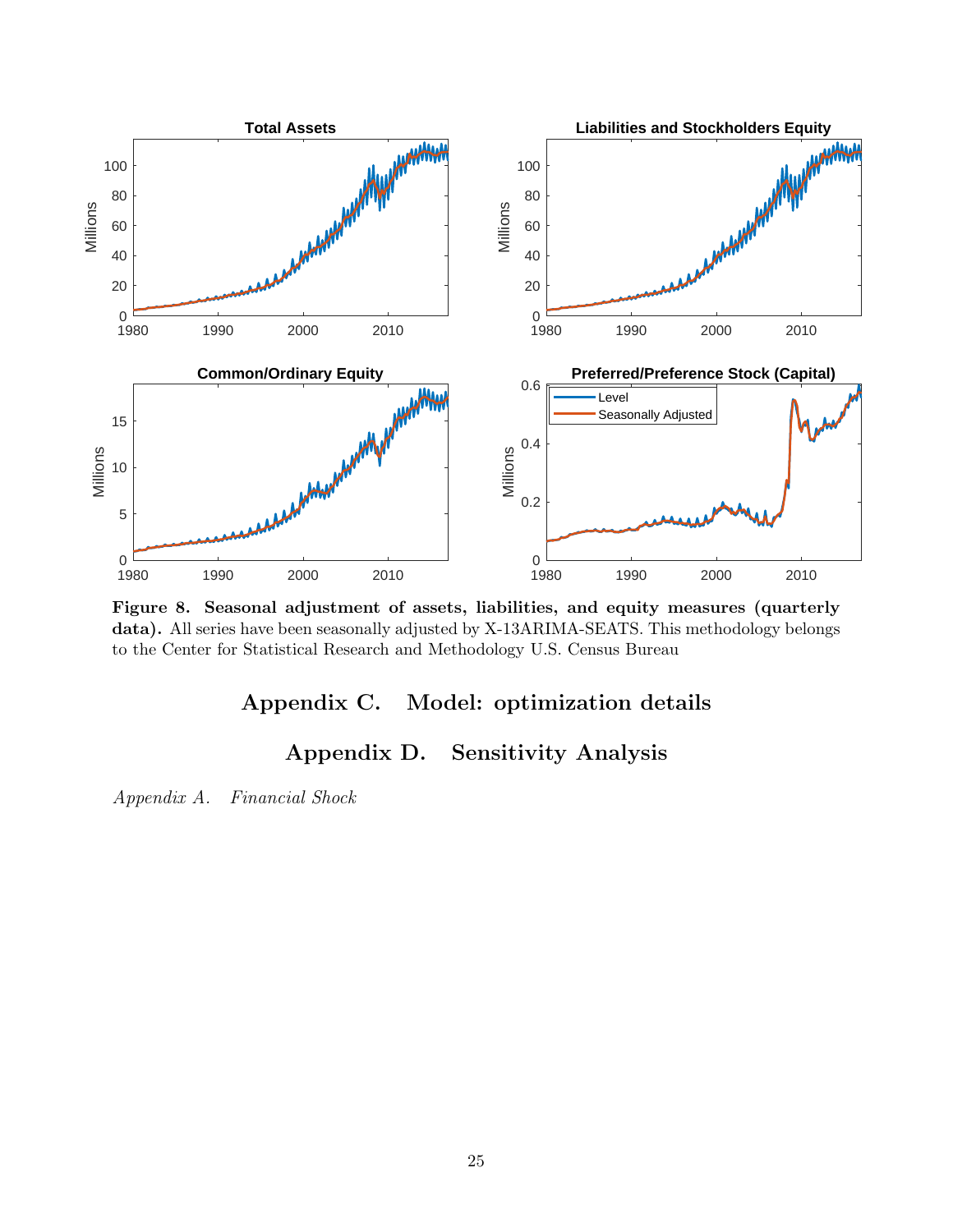**Figure 8. Seasonal adjustment of assets, liabilities, and equity measures (quarterly data).** All series have been seasonally adjusted by X-13ARIMA-SEATS. This methodology belongs to the Center for Statistical Research and Methodology U.S. Census Bureau

## Appendix C. Model: optimization details

## Appendix D. Sensitivity Analysis

*Appendix A. Financial Shock*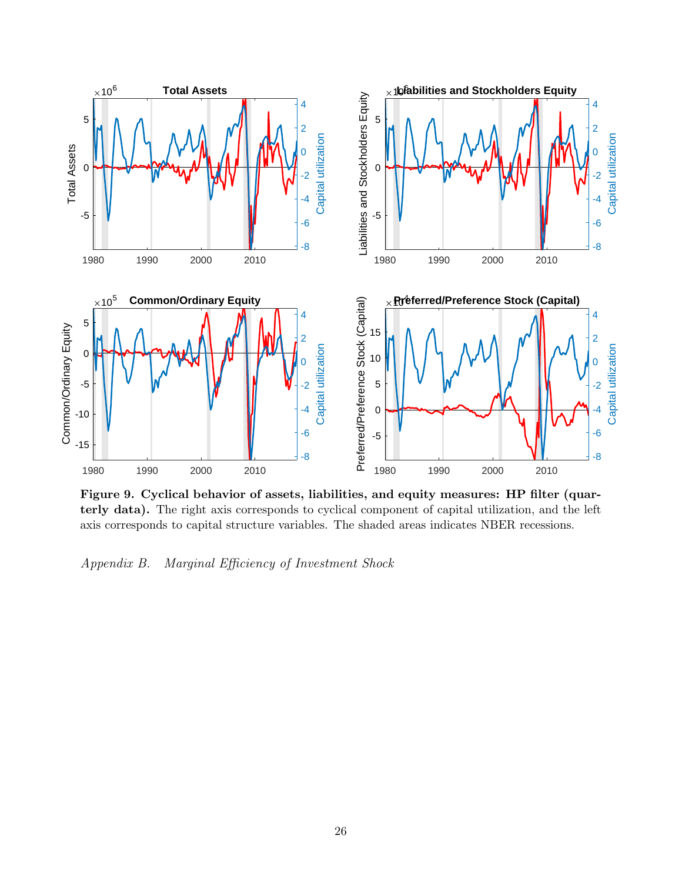**Figure 9. Cyclical behavior of assets, liabilities, and equity measures: HP filter (quarterly data).** The right axis corresponds to cyclical component of capital utilization, and the left axis corresponds to capital structure variables. The shaded areas indicates NBER recessions.

*Appendix B. Marginal Efficiency of Investment Shock*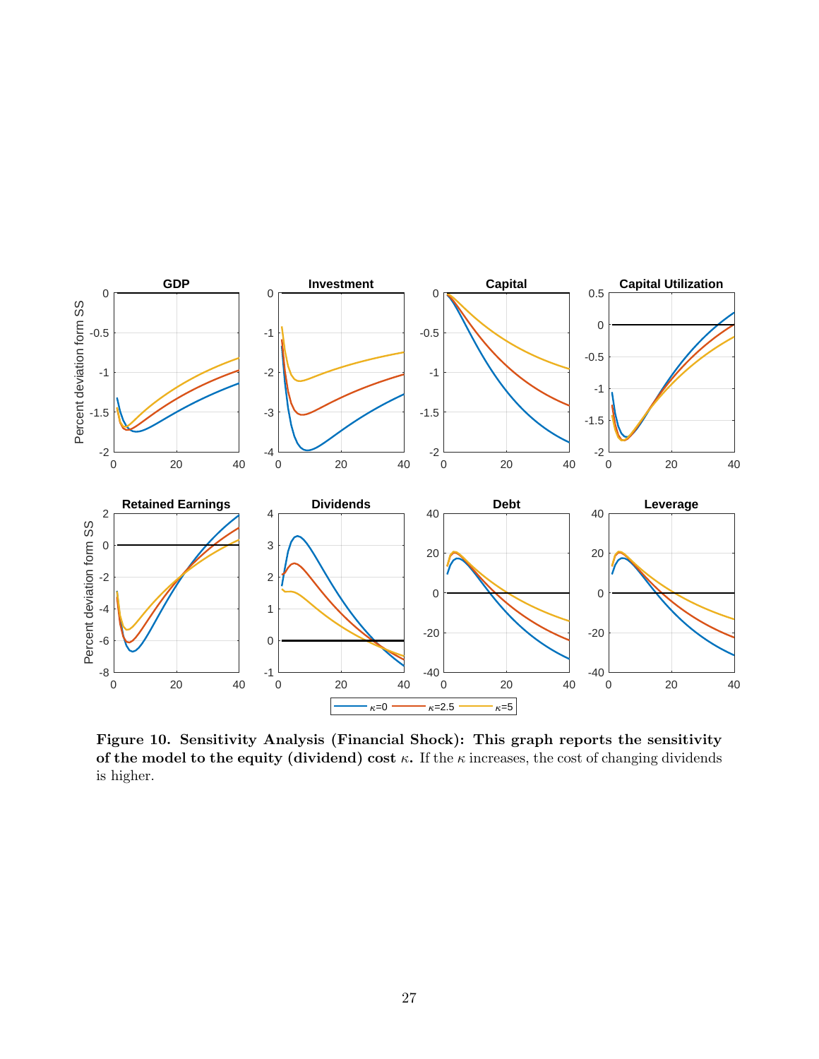**Figure 10. Sensitivity Analysis (Financial Shock): This graph reports the sensitivity of the model to the equity (dividend) cost $\kappa$.** If the $\kappa$ increases, the cost of changing dividends is higher.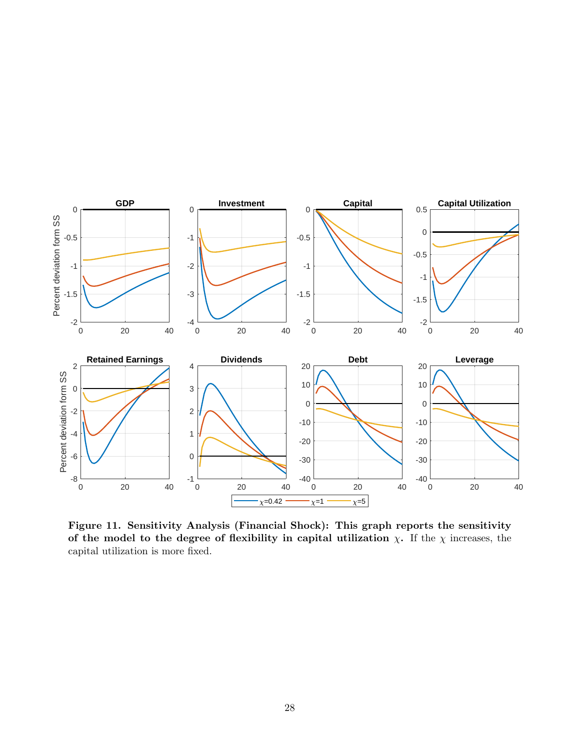**Figure 11. Sensitivity Analysis (Financial Shock): This graph reports the sensitivity of the model to the degree of flexibility in capital utilization $\chi$.** If the $\chi$ increases, the capital utilization is more fixed.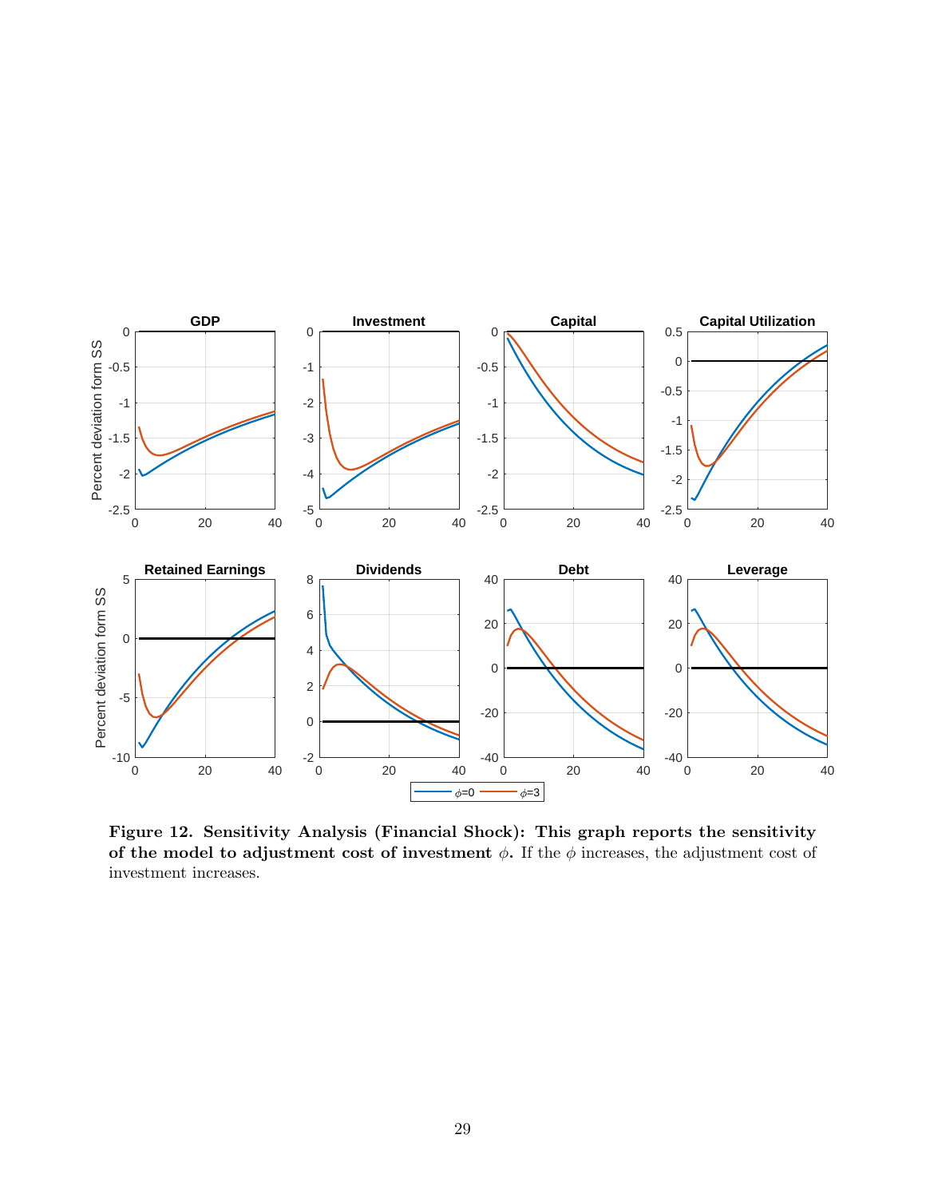**Figure 12. Sensitivity Analysis (Financial Shock): This graph reports the sensitivity of the model to adjustment cost of investment $\phi$.** If the $\phi$ increases, the adjustment cost of investment increases.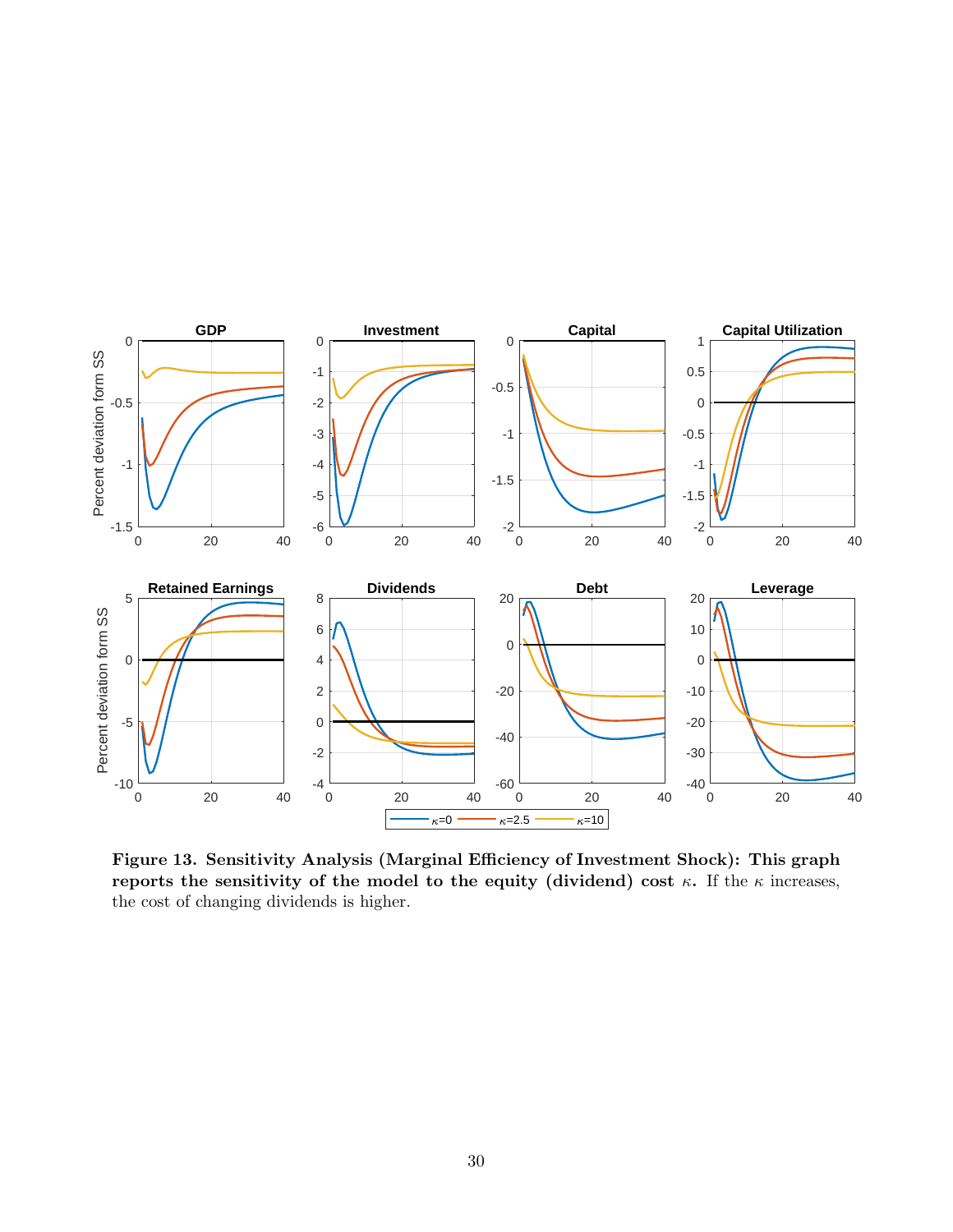**Figure 13. Sensitivity Analysis (Marginal Efficiency of Investment Shock): This graph reports the sensitivity of the model to the equity (dividend) cost $\kappa$.** If the $\kappa$ increases, the cost of changing dividends is higher.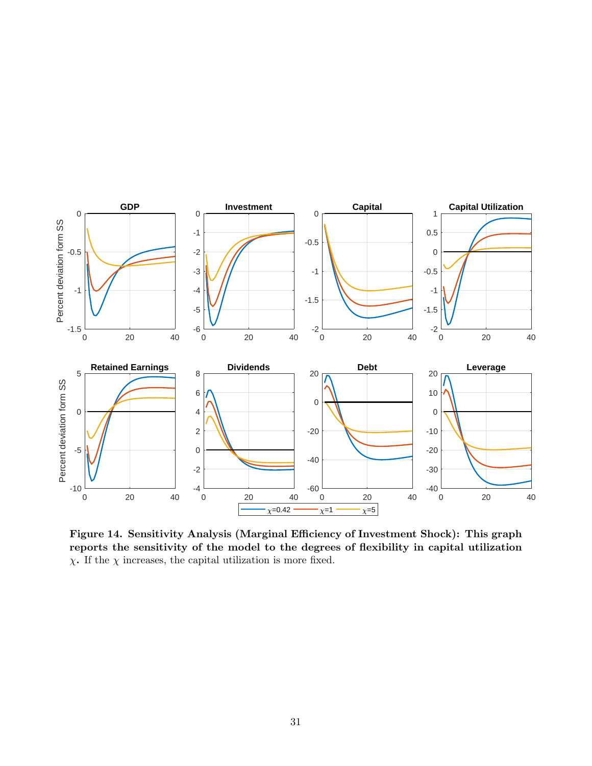**Figure 14. Sensitivity Analysis (Marginal Efficiency of Investment Shock): This graph reports the sensitivity of the model to the degrees of flexibility in capital utilization $\chi$.** If the $\chi$ increases, the capital utilization is more fixed.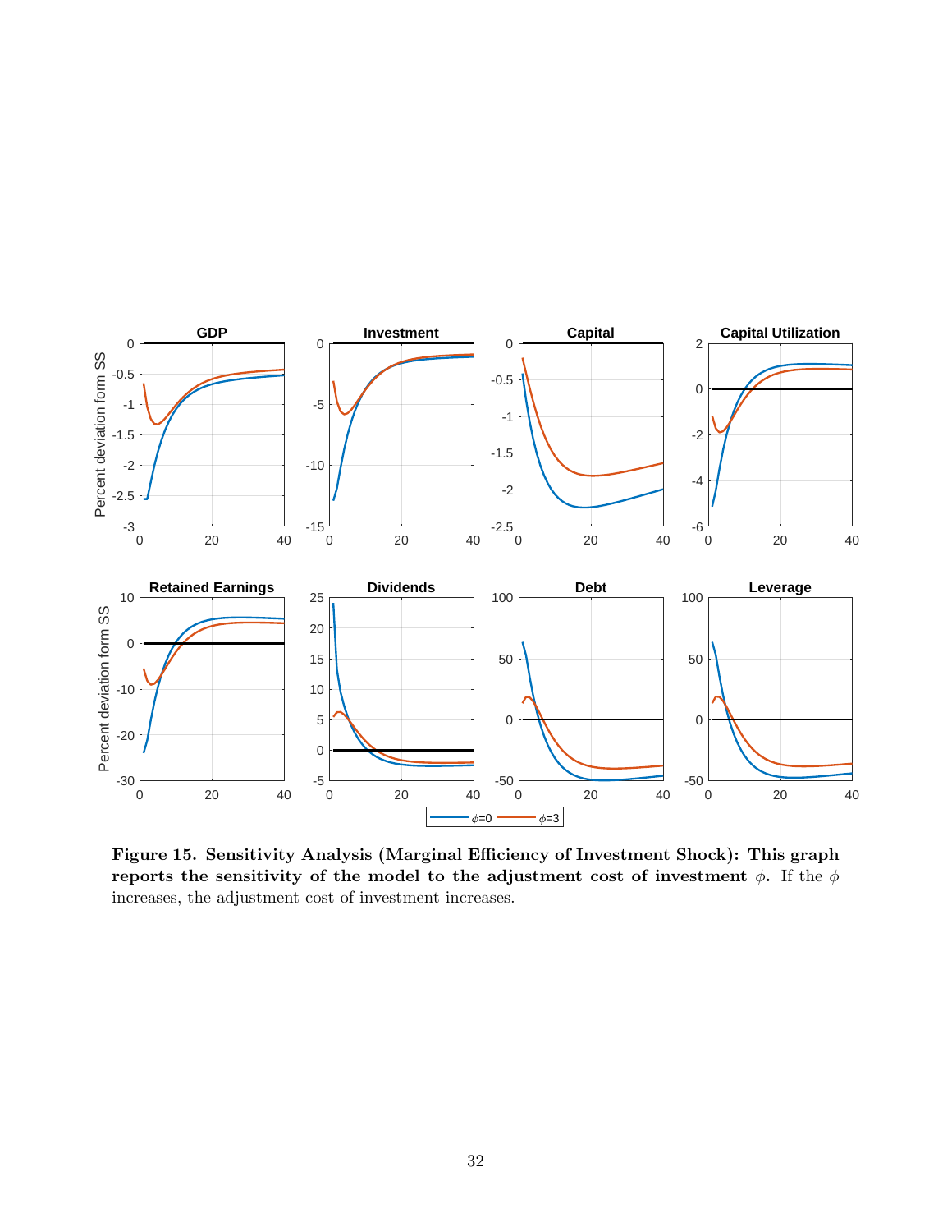**Figure 15. Sensitivity Analysis (Marginal Efficiency of Investment Shock): This graph reports the sensitivity of the model to the adjustment cost of investment $\phi$.** If the $\phi$ increases, the adjustment cost of investment increases.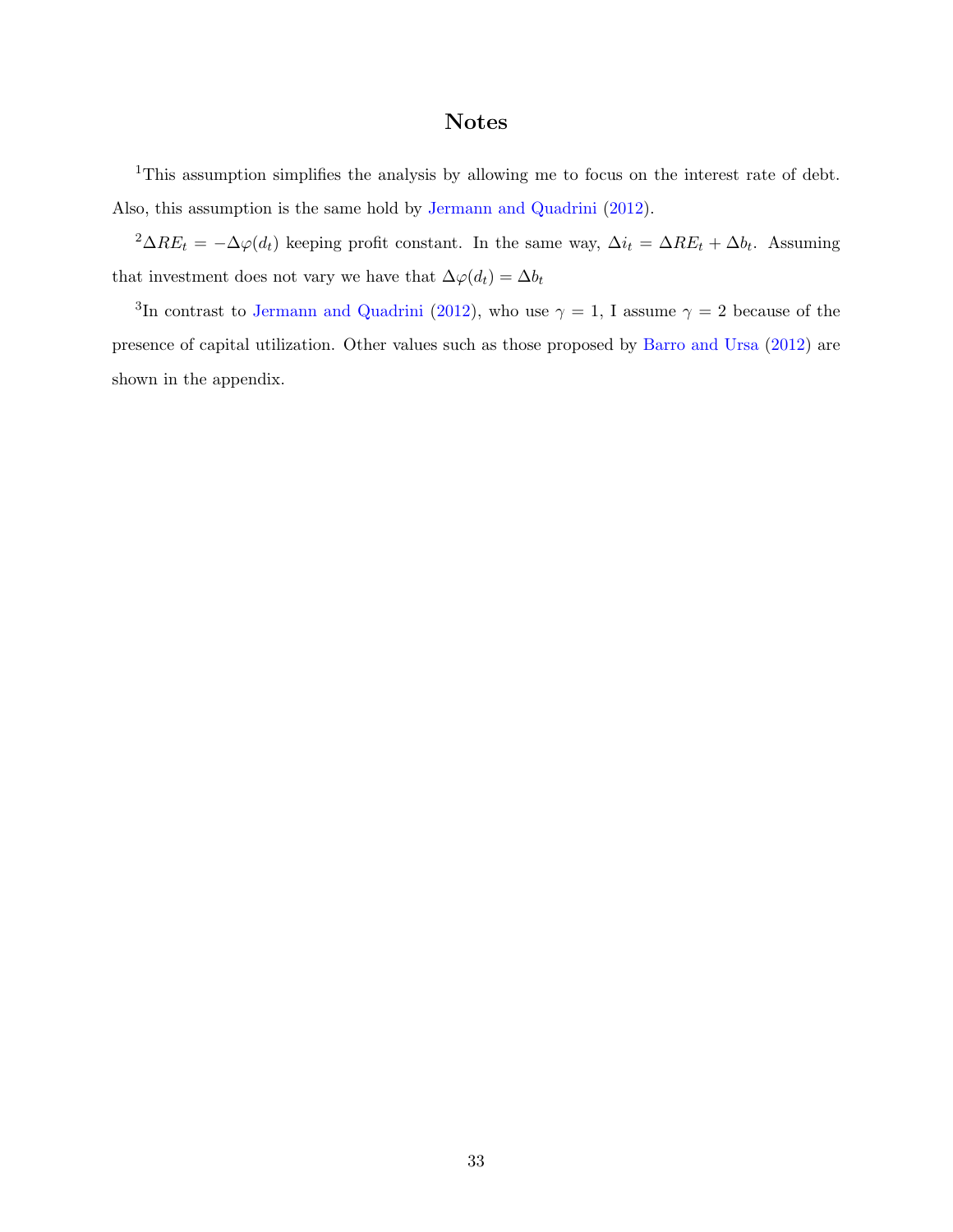# Notes

[1]This assumption simplifies the analysis by allowing me to focus on the interest rate of debt. Also, this assumption is the same hold by Jermann and Quadrini (2012).

[2]$\Delta RE_t = -\Delta\varphi(d_t)$ keeping profit constant. In the same way, $\Delta i_t = \Delta RE_t + \Delta b_t$. Assuming that investment does not vary we have that $\Delta\varphi(d_t) = \Delta b_t$

[3]In contrast to Jermann and Quadrini (2012), who use $\gamma = 1$, I assume $\gamma = 2$ because of the presence of capital utilization. Other values such as those proposed by Barro and Ursa (2012) are shown in the appendix.